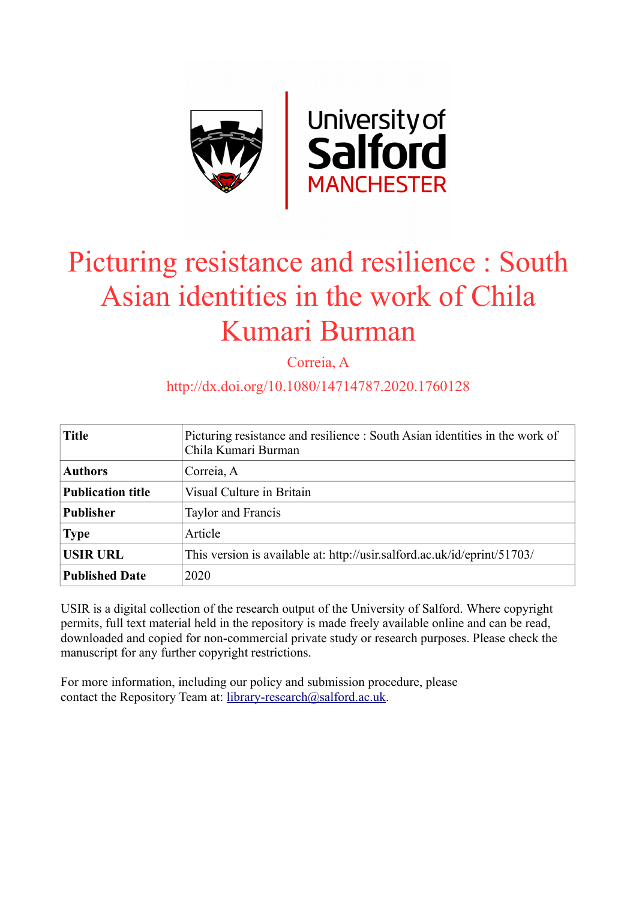# Picturing resistance and resilience : South Asian identities in the work of Chila Kumari Burman

Correia, A

http://dx.doi.org/10.1080/14714787.2020.1760128

| **Title** | Picturing resistance and resilience : South Asian identities in the work of Chila Kumari Burman |
|---|---|
| **Authors** | Correia, A |
| **Publication title** | Visual Culture in Britain |
| **Publisher** | Taylor and Francis |
| **Type** | Article |
| **USIR URL** | This version is available at: http://usir.salford.ac.uk/id/eprint/51703/ |
| **Published Date** | 2020 |

USIR is a digital collection of the research output of the University of Salford. Where copyright permits, full text material held in the repository is made freely available online and can be read, downloaded and copied for non-commercial private study or research purposes. Please check the manuscript for any further copyright restrictions.

For more information, including our policy and submission procedure, please contact the Repository Team at: library-research@salford.ac.uk.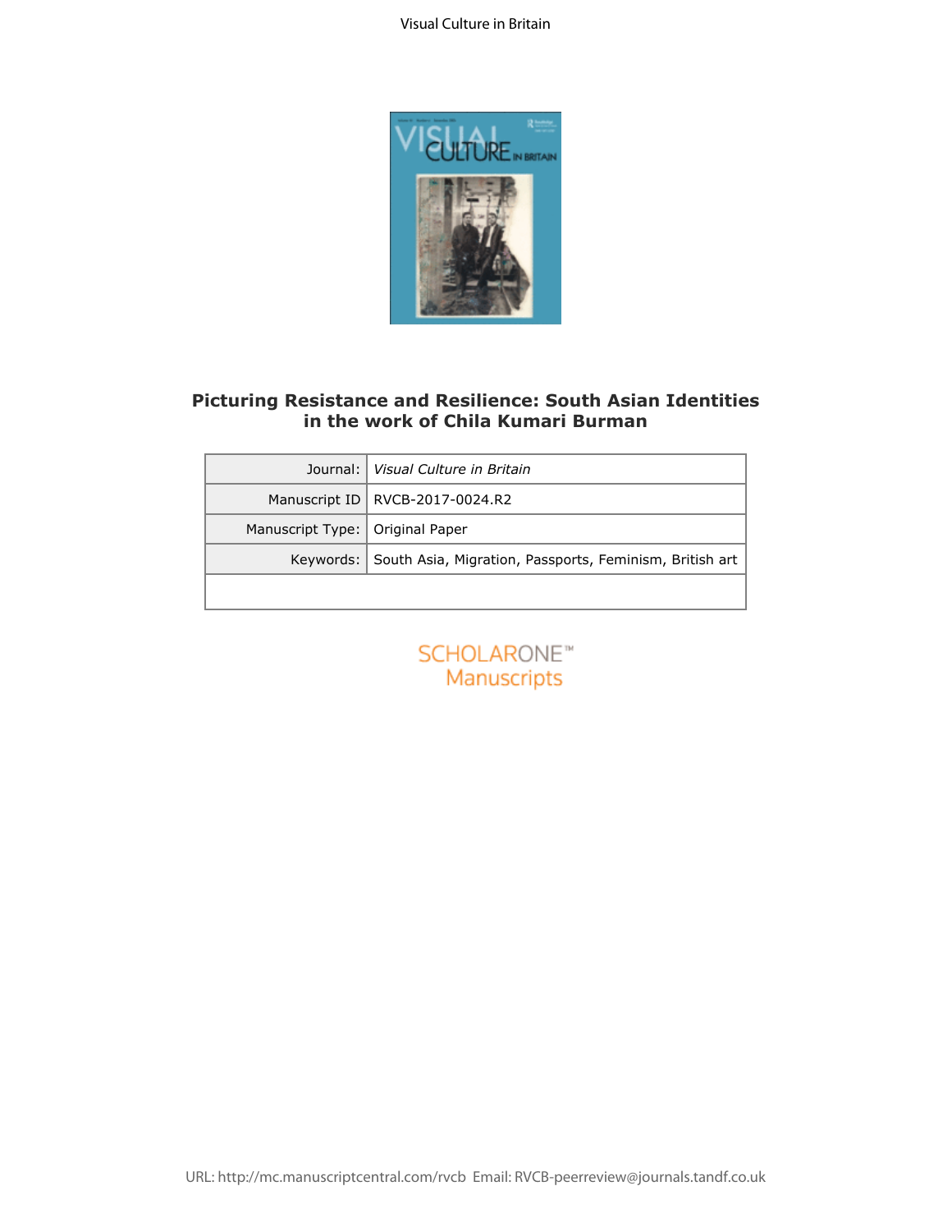# Picturing Resistance and Resilience: South Asian Identities in the work of Chila Kumari Burman

| Journal: | *Visual Culture in Britain* |
| --- | --- |
| Manuscript ID | RVCB-2017-0024.R2 |
| Manuscript Type: | Original Paper |
| Keywords: | South Asia, Migration, Passports, Feminism, British art |
| | |

SCHOLARONE™ Manuscripts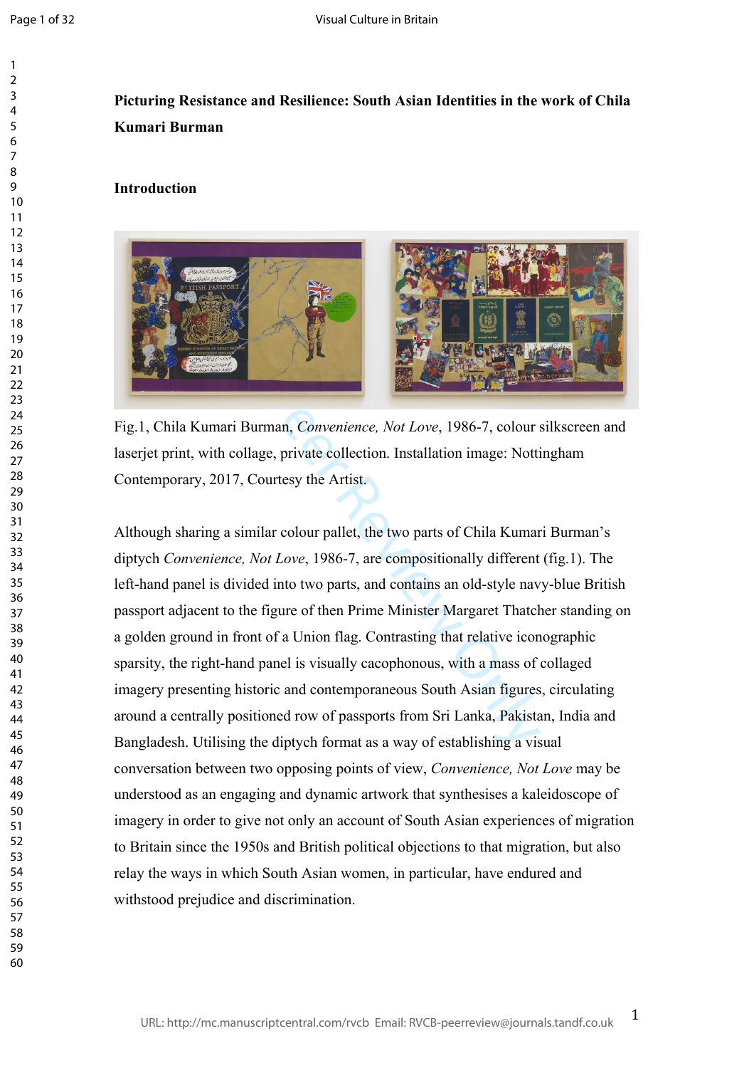**Picturing Resistance and Resilience: South Asian Identities in the work of Chila Kumari Burman**

**Introduction**

Fig.1, Chila Kumari Burman, *Convenience, Not Love*, 1986-7, colour silkscreen and laserjet print, with collage, private collection. Installation image: Nottingham Contemporary, 2017, Courtesy the Artist.

Although sharing a similar colour pallet, the two parts of Chila Kumari Burman's diptych *Convenience, Not Love*, 1986-7, are compositionally different (fig.1). The left-hand panel is divided into two parts, and contains an old-style navy-blue British passport adjacent to the figure of then Prime Minister Margaret Thatcher standing on a golden ground in front of a Union flag. Contrasting that relative iconographic sparsity, the right-hand panel is visually cacophonous, with a mass of collaged imagery presenting historic and contemporaneous South Asian figures, circulating around a centrally positioned row of passports from Sri Lanka, Pakistan, India and Bangladesh. Utilising the diptych format as a way of establishing a visual conversation between two opposing points of view, *Convenience, Not Love* may be understood as an engaging and dynamic artwork that synthesises a kaleidoscope of imagery in order to give not only an account of South Asian experiences of migration to Britain since the 1950s and British political objections to that migration, but also relay the ways in which South Asian women, in particular, have endured and withstood prejudice and discrimination.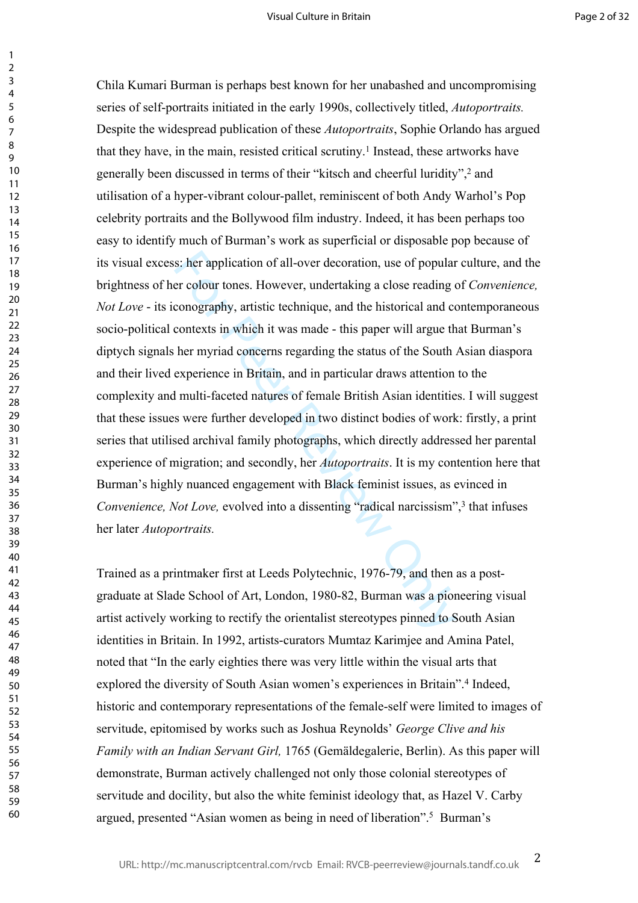Chila Kumari Burman is perhaps best known for her unabashed and uncompromising series of self-portraits initiated in the early 1990s, collectively titled, *Autoportraits.* Despite the widespread publication of these *Autoportraits*, Sophie Orlando has argued that they have, in the main, resisted critical scrutiny.[1] Instead, these artworks have generally been discussed in terms of their "kitsch and cheerful luridity",[2] and utilisation of a hyper-vibrant colour-pallet, reminiscent of both Andy Warhol's Pop celebrity portraits and the Bollywood film industry. Indeed, it has been perhaps too easy to identify much of Burman's work as superficial or disposable pop because of its visual excess: her application of all-over decoration, use of popular culture, and the brightness of her colour tones. However, undertaking a close reading of *Convenience, Not Love* - its iconography, artistic technique, and the historical and contemporaneous socio-political contexts in which it was made - this paper will argue that Burman's diptych signals her myriad concerns regarding the status of the South Asian diaspora and their lived experience in Britain, and in particular draws attention to the complexity and multi-faceted natures of female British Asian identities. I will suggest that these issues were further developed in two distinct bodies of work: firstly, a print series that utilised archival family photographs, which directly addressed her parental experience of migration; and secondly, her *Autoportraits*. It is my contention here that Burman's highly nuanced engagement with Black feminist issues, as evinced in *Convenience, Not Love,* evolved into a dissenting "radical narcissism",[3] that infuses her later *Autoportraits.*

Trained as a printmaker first at Leeds Polytechnic, 1976-79, and then as a post-graduate at Slade School of Art, London, 1980-82, Burman was a pioneering visual artist actively working to rectify the orientalist stereotypes pinned to South Asian identities in Britain. In 1992, artists-curators Mumtaz Karimjee and Amina Patel, noted that "In the early eighties there was very little within the visual arts that explored the diversity of South Asian women's experiences in Britain".[4] Indeed, historic and contemporary representations of the female-self were limited to images of servitude, epitomised by works such as Joshua Reynolds' *George Clive and his Family with an Indian Servant Girl,* 1765 (Gemäldegalerie, Berlin). As this paper will demonstrate, Burman actively challenged not only those colonial stereotypes of servitude and docility, but also the white feminist ideology that, as Hazel V. Carby argued, presented "Asian women as being in need of liberation".[5] Burman's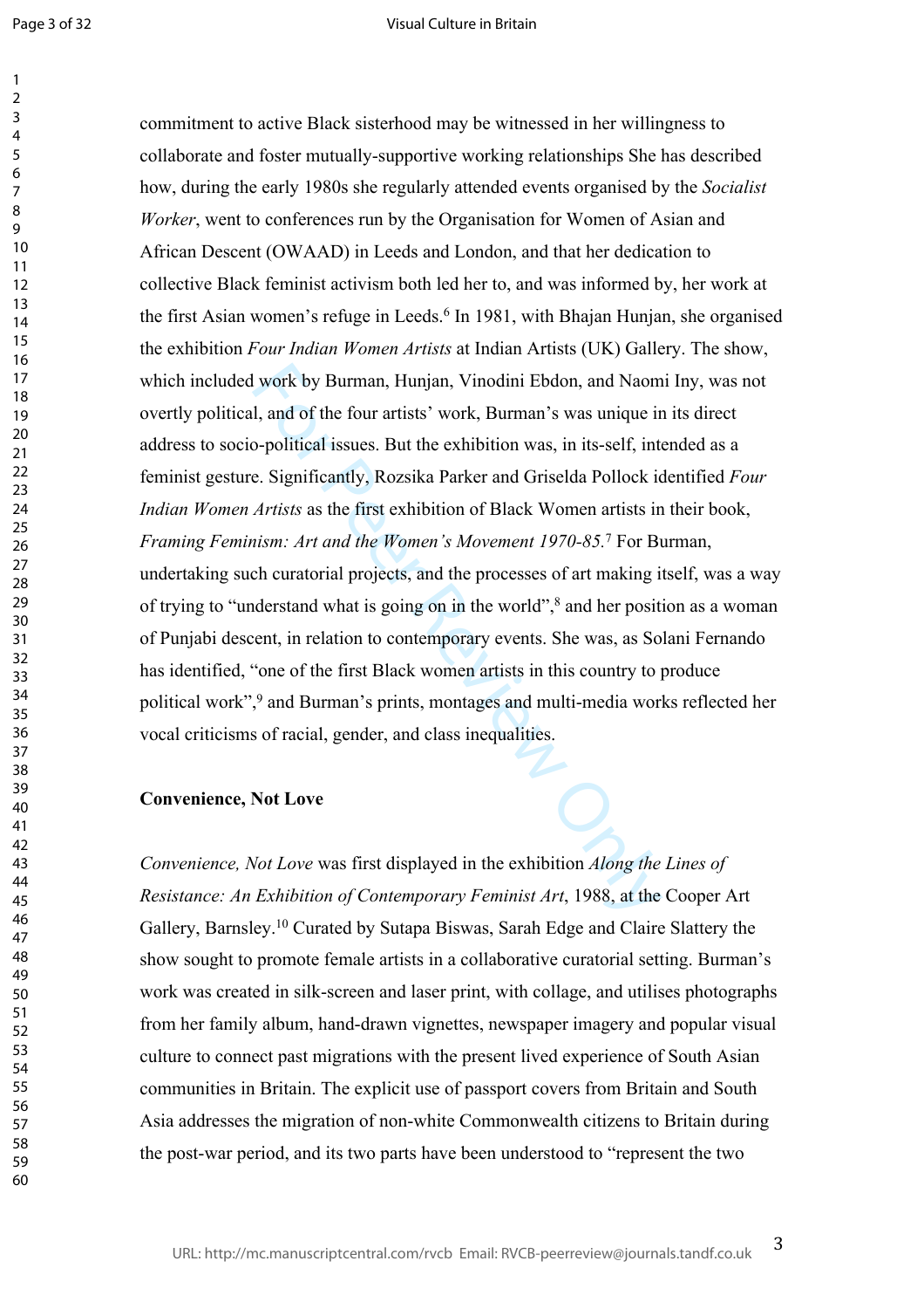commitment to active Black sisterhood may be witnessed in her willingness to collaborate and foster mutually-supportive working relationships She has described how, during the early 1980s she regularly attended events organised by the *Socialist Worker*, went to conferences run by the Organisation for Women of Asian and African Descent (OWAAD) in Leeds and London, and that her dedication to collective Black feminist activism both led her to, and was informed by, her work at the first Asian women's refuge in Leeds.[6] In 1981, with Bhajan Hunjan, she organised the exhibition *Four Indian Women Artists* at Indian Artists (UK) Gallery. The show, which included work by Burman, Hunjan, Vinodini Ebdon, and Naomi Iny, was not overtly political, and of the four artists' work, Burman's was unique in its direct address to socio-political issues. But the exhibition was, in its-self, intended as a feminist gesture. Significantly, Rozsika Parker and Griselda Pollock identified *Four Indian Women Artists* as the first exhibition of Black Women artists in their book, *Framing Feminism: Art and the Women's Movement 1970-85*.[7] For Burman, undertaking such curatorial projects, and the processes of art making itself, was a way of trying to "understand what is going on in the world",[8] and her position as a woman of Punjabi descent, in relation to contemporary events. She was, as Solani Fernando has identified, "one of the first Black women artists in this country to produce political work",[9] and Burman's prints, montages and multi-media works reflected her vocal criticisms of racial, gender, and class inequalities.

**Convenience, Not Love**

*Convenience, Not Love* was first displayed in the exhibition *Along the Lines of Resistance: An Exhibition of Contemporary Feminist Art*, 1988, at the Cooper Art Gallery, Barnsley.[10] Curated by Sutapa Biswas, Sarah Edge and Claire Slattery the show sought to promote female artists in a collaborative curatorial setting. Burman's work was created in silk-screen and laser print, with collage, and utilises photographs from her family album, hand-drawn vignettes, newspaper imagery and popular visual culture to connect past migrations with the present lived experience of South Asian communities in Britain. The explicit use of passport covers from Britain and South Asia addresses the migration of non-white Commonwealth citizens to Britain during the post-war period, and its two parts have been understood to "represent the two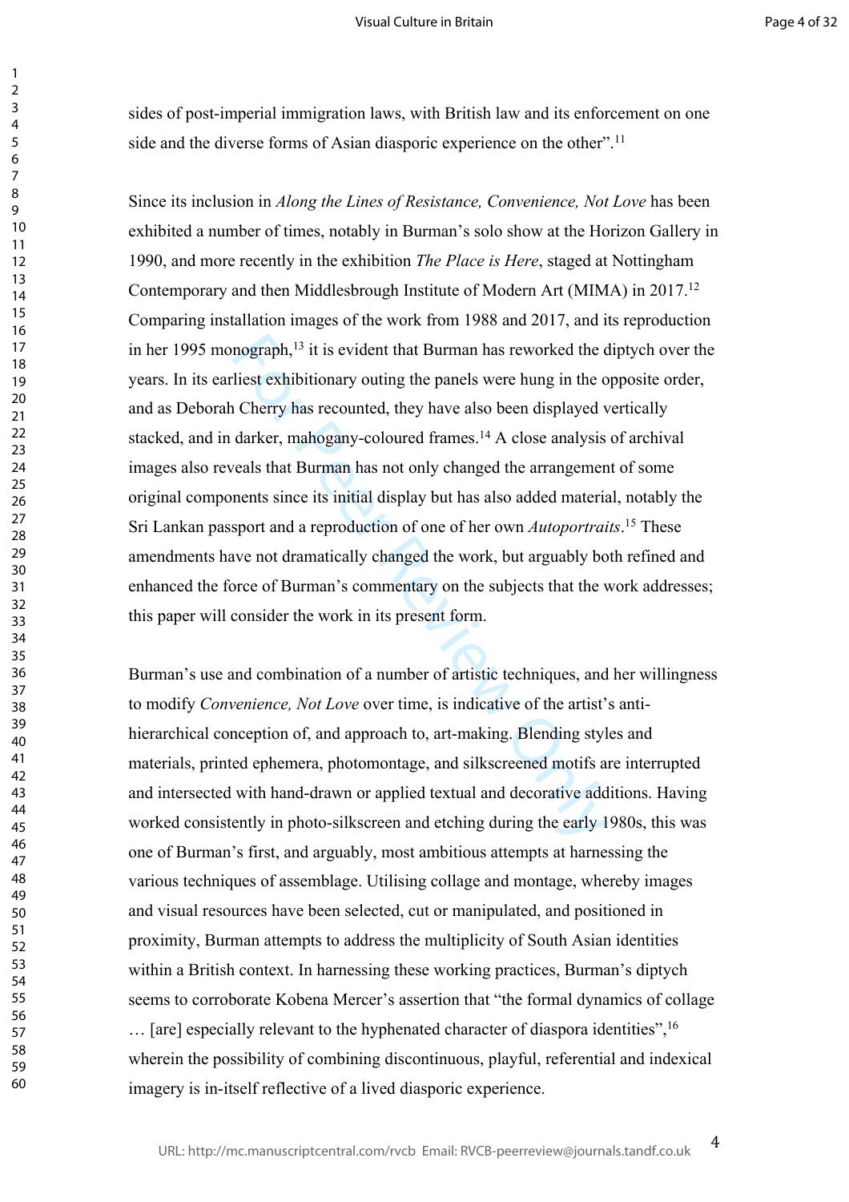sides of post-imperial immigration laws, with British law and its enforcement on one side and the diverse forms of Asian diasporic experience on the other".[11]

Since its inclusion in *Along the Lines of Resistance, Convenience, Not Love* has been exhibited a number of times, notably in Burman's solo show at the Horizon Gallery in 1990, and more recently in the exhibition *The Place is Here*, staged at Nottingham Contemporary and then Middlesbrough Institute of Modern Art (MIMA) in 2017.[12] Comparing installation images of the work from 1988 and 2017, and its reproduction in her 1995 monograph,[13] it is evident that Burman has reworked the diptych over the years. In its earliest exhibitionary outing the panels were hung in the opposite order, and as Deborah Cherry has recounted, they have also been displayed vertically stacked, and in darker, mahogany-coloured frames.[14] A close analysis of archival images also reveals that Burman has not only changed the arrangement of some original components since its initial display but has also added material, notably the Sri Lankan passport and a reproduction of one of her own *Autoportraits*.[15] These amendments have not dramatically changed the work, but arguably both refined and enhanced the force of Burman's commentary on the subjects that the work addresses; this paper will consider the work in its present form.

Burman's use and combination of a number of artistic techniques, and her willingness to modify *Convenience, Not Love* over time, is indicative of the artist's anti-hierarchical conception of, and approach to, art-making. Blending styles and materials, printed ephemera, photomontage, and silkscreened motifs are interrupted and intersected with hand-drawn or applied textual and decorative additions. Having worked consistently in photo-silkscreen and etching during the early 1980s, this was one of Burman's first, and arguably, most ambitious attempts at harnessing the various techniques of assemblage. Utilising collage and montage, whereby images and visual resources have been selected, cut or manipulated, and positioned in proximity, Burman attempts to address the multiplicity of South Asian identities within a British context. In harnessing these working practices, Burman's diptych seems to corroborate Kobena Mercer's assertion that "the formal dynamics of collage … [are] especially relevant to the hyphenated character of diaspora identities",[16] wherein the possibility of combining discontinuous, playful, referential and indexical imagery is in-itself reflective of a lived diasporic experience.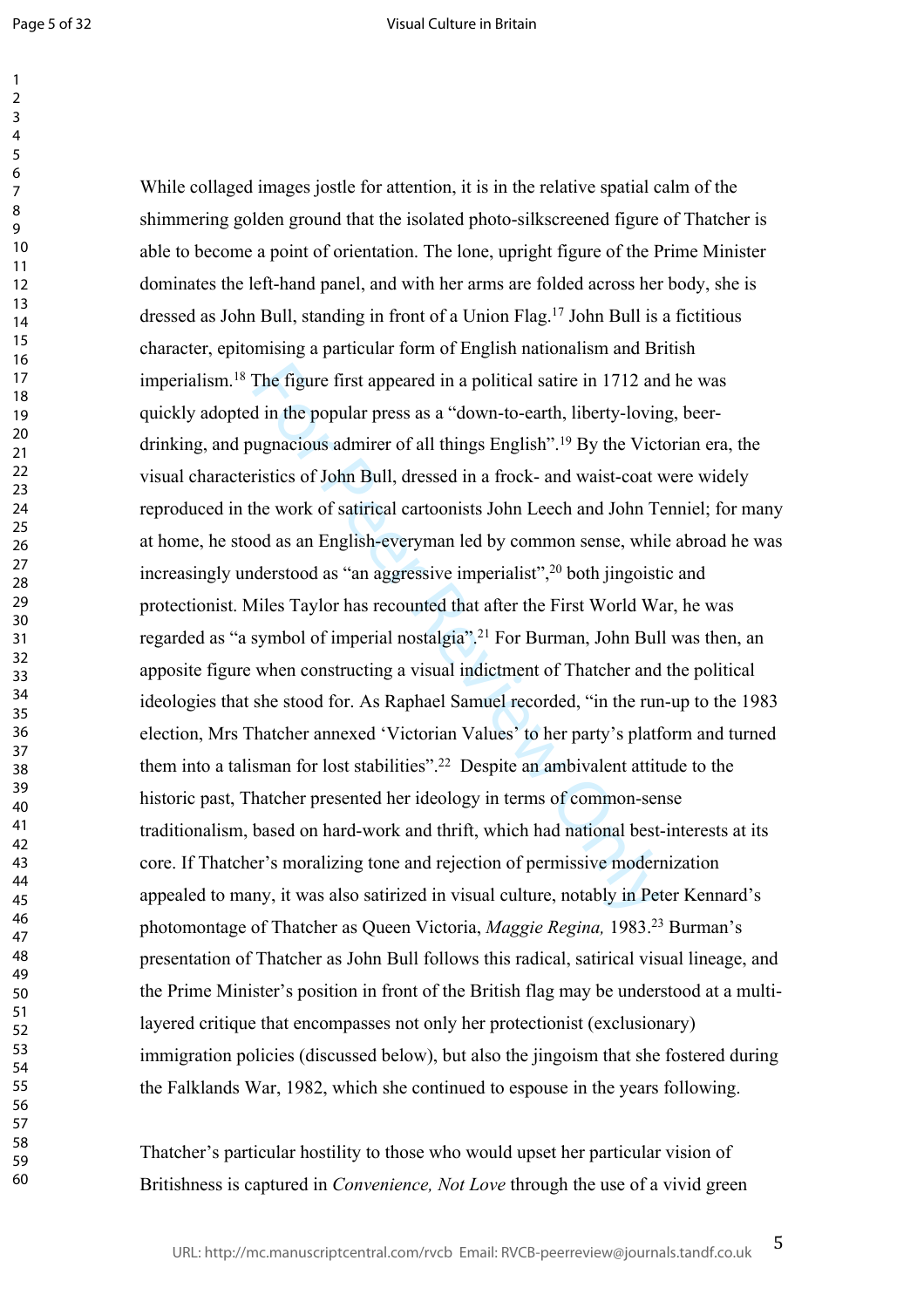While collaged images jostle for attention, it is in the relative spatial calm of the shimmering golden ground that the isolated photo-silkscreened figure of Thatcher is able to become a point of orientation. The lone, upright figure of the Prime Minister dominates the left-hand panel, and with her arms are folded across her body, she is dressed as John Bull, standing in front of a Union Flag.[17] John Bull is a fictitious character, epitomising a particular form of English nationalism and British imperialism.[18] The figure first appeared in a political satire in 1712 and he was quickly adopted in the popular press as a "down-to-earth, liberty-loving, beer-drinking, and pugnacious admirer of all things English".[19] By the Victorian era, the visual characteristics of John Bull, dressed in a frock- and waist-coat were widely reproduced in the work of satirical cartoonists John Leech and John Tenniel; for many at home, he stood as an English-everyman led by common sense, while abroad he was increasingly understood as "an aggressive imperialist",[20] both jingoistic and protectionist. Miles Taylor has recounted that after the First World War, he was regarded as "a symbol of imperial nostalgia".[21] For Burman, John Bull was then, an apposite figure when constructing a visual indictment of Thatcher and the political ideologies that she stood for. As Raphael Samuel recorded, "in the run-up to the 1983 election, Mrs Thatcher annexed 'Victorian Values' to her party's platform and turned them into a talisman for lost stabilities".[22] Despite an ambivalent attitude to the historic past, Thatcher presented her ideology in terms of common-sense traditionalism, based on hard-work and thrift, which had national best-interests at its core. If Thatcher's moralizing tone and rejection of permissive modernization appealed to many, it was also satirized in visual culture, notably in Peter Kennard's photomontage of Thatcher as Queen Victoria, *Maggie Regina,* 1983.[23] Burman's presentation of Thatcher as John Bull follows this radical, satirical visual lineage, and the Prime Minister's position in front of the British flag may be understood at a multi-layered critique that encompasses not only her protectionist (exclusionary) immigration policies (discussed below), but also the jingoism that she fostered during the Falklands War, 1982, which she continued to espouse in the years following.

Thatcher's particular hostility to those who would upset her particular vision of Britishness is captured in *Convenience, Not Love* through the use of a vivid green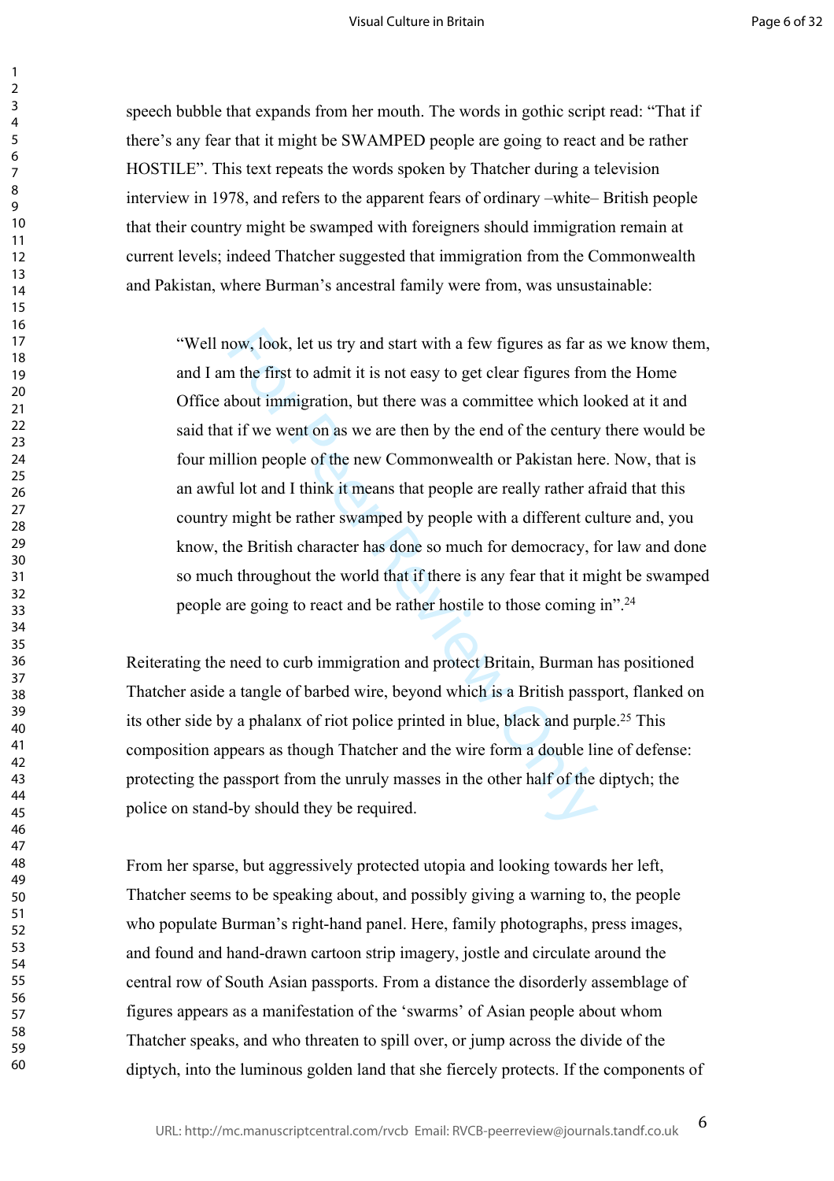speech bubble that expands from her mouth. The words in gothic script read: “That if there’s any fear that it might be SWAMPED people are going to react and be rather HOSTILE”. This text repeats the words spoken by Thatcher during a television interview in 1978, and refers to the apparent fears of ordinary –white– British people that their country might be swamped with foreigners should immigration remain at current levels; indeed Thatcher suggested that immigration from the Commonwealth and Pakistan, where Burman’s ancestral family were from, was unsustainable:

> “Well now, look, let us try and start with a few figures as far as we know them, and I am the first to admit it is not easy to get clear figures from the Home Office about immigration, but there was a committee which looked at it and said that if we went on as we are then by the end of the century there would be four million people of the new Commonwealth or Pakistan here. Now, that is an awful lot and I think it means that people are really rather afraid that this country might be rather swamped by people with a different culture and, you know, the British character has done so much for democracy, for law and done so much throughout the world that if there is any fear that it might be swamped people are going to react and be rather hostile to those coming in”.[24]

Reiterating the need to curb immigration and protect Britain, Burman has positioned Thatcher aside a tangle of barbed wire, beyond which is a British passport, flanked on its other side by a phalanx of riot police printed in blue, black and purple.[25] This composition appears as though Thatcher and the wire form a double line of defense: protecting the passport from the unruly masses in the other half of the diptych; the police on stand-by should they be required.

From her sparse, but aggressively protected utopia and looking towards her left, Thatcher seems to be speaking about, and possibly giving a warning to, the people who populate Burman’s right-hand panel. Here, family photographs, press images, and found and hand-drawn cartoon strip imagery, jostle and circulate around the central row of South Asian passports. From a distance the disorderly assemblage of figures appears as a manifestation of the ‘swarms’ of Asian people about whom Thatcher speaks, and who threaten to spill over, or jump across the divide of the diptych, into the luminous golden land that she fiercely protects. If the components of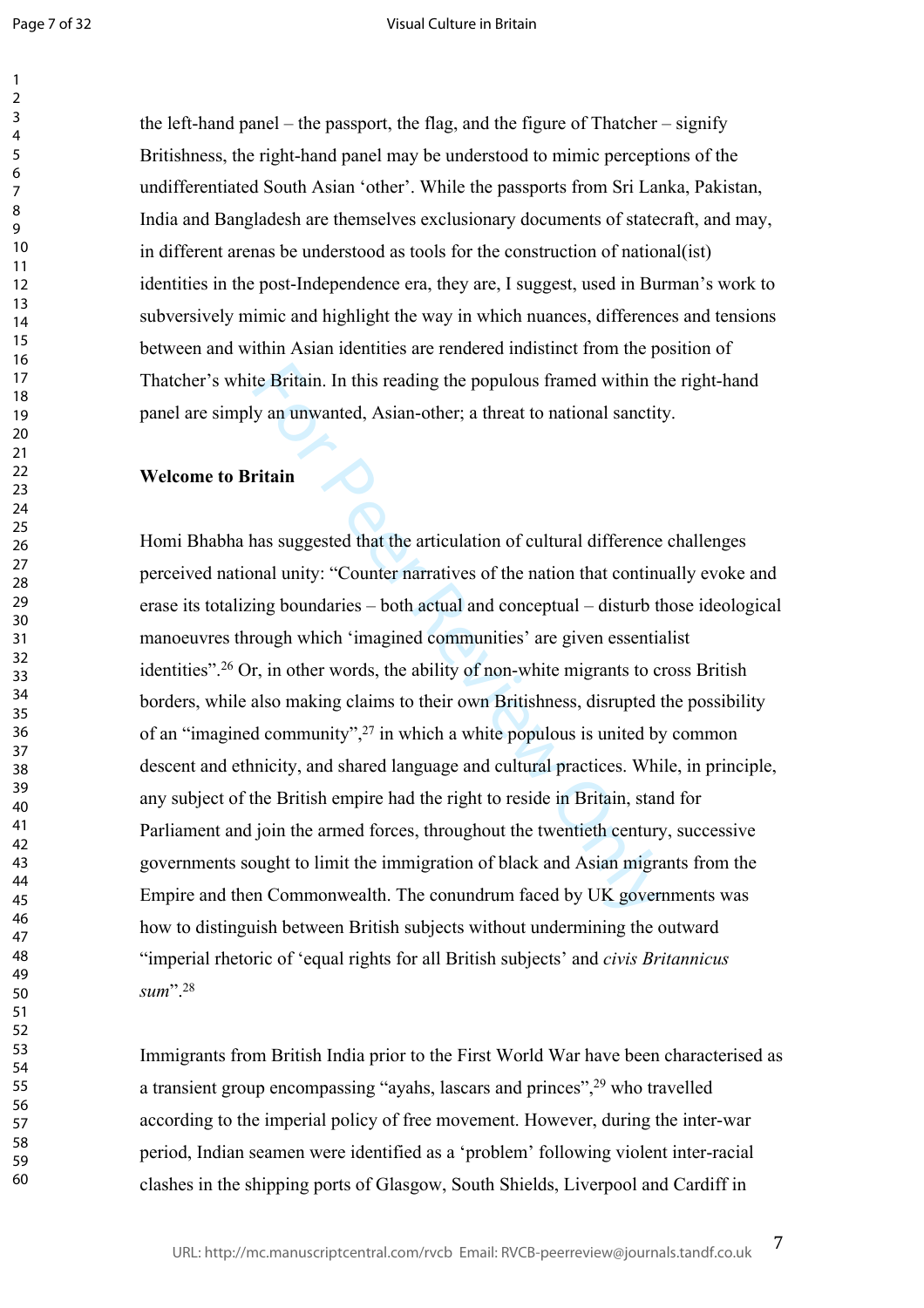the left-hand panel – the passport, the flag, and the figure of Thatcher – signify Britishness, the right-hand panel may be understood to mimic perceptions of the undifferentiated South Asian 'other'. While the passports from Sri Lanka, Pakistan, India and Bangladesh are themselves exclusionary documents of statecraft, and may, in different arenas be understood as tools for the construction of national(ist) identities in the post-Independence era, they are, I suggest, used in Burman's work to subversively mimic and highlight the way in which nuances, differences and tensions between and within Asian identities are rendered indistinct from the position of Thatcher's white Britain. In this reading the populous framed within the right-hand panel are simply an unwanted, Asian-other; a threat to national sanctity.

**Welcome to Britain**

Homi Bhabha has suggested that the articulation of cultural difference challenges perceived national unity: "Counter narratives of the nation that continually evoke and erase its totalizing boundaries – both actual and conceptual – disturb those ideological manoeuvres through which 'imagined communities' are given essentialist identities".[26] Or, in other words, the ability of non-white migrants to cross British borders, while also making claims to their own Britishness, disrupted the possibility of an "imagined community",[27] in which a white populous is united by common descent and ethnicity, and shared language and cultural practices. While, in principle, any subject of the British empire had the right to reside in Britain, stand for Parliament and join the armed forces, throughout the twentieth century, successive governments sought to limit the immigration of black and Asian migrants from the Empire and then Commonwealth. The conundrum faced by UK governments was how to distinguish between British subjects without undermining the outward "imperial rhetoric of 'equal rights for all British subjects' and *civis Britannicus sum*".[28]

Immigrants from British India prior to the First World War have been characterised as a transient group encompassing "ayahs, lascars and princes",[29] who travelled according to the imperial policy of free movement. However, during the inter-war period, Indian seamen were identified as a 'problem' following violent inter-racial clashes in the shipping ports of Glasgow, South Shields, Liverpool and Cardiff in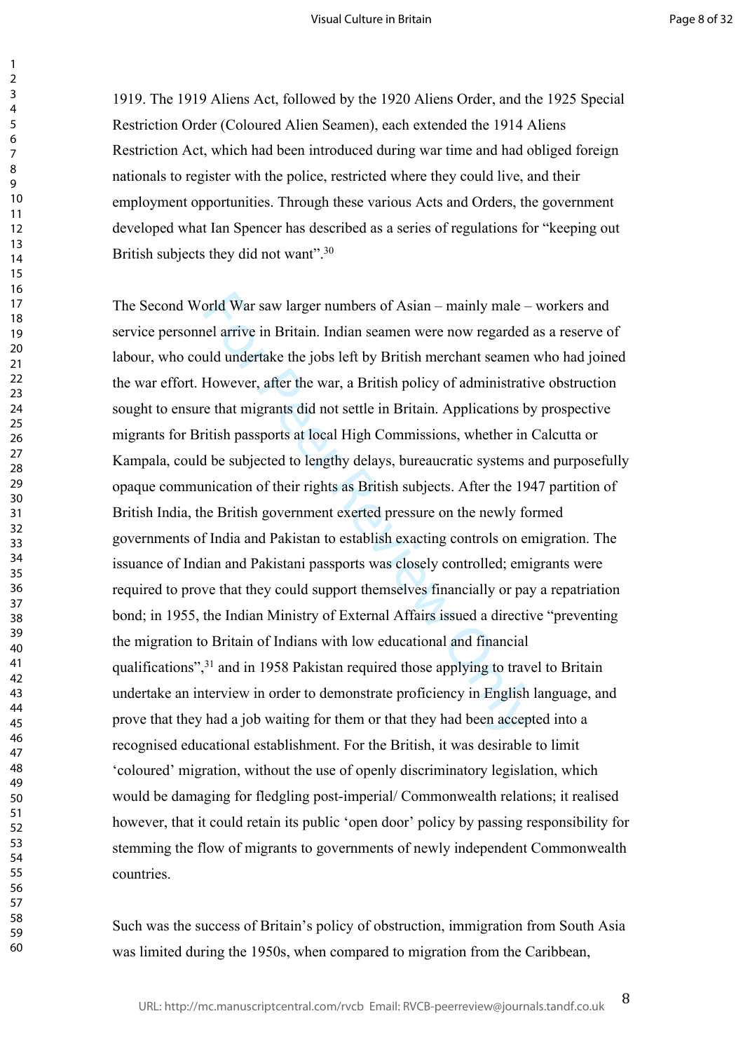1919. The 1919 Aliens Act, followed by the 1920 Aliens Order, and the 1925 Special Restriction Order (Coloured Alien Seamen), each extended the 1914 Aliens Restriction Act, which had been introduced during war time and had obliged foreign nationals to register with the police, restricted where they could live, and their employment opportunities. Through these various Acts and Orders, the government developed what Ian Spencer has described as a series of regulations for "keeping out British subjects they did not want".[30]

The Second World War saw larger numbers of Asian – mainly male – workers and service personnel arrive in Britain. Indian seamen were now regarded as a reserve of labour, who could undertake the jobs left by British merchant seamen who had joined the war effort. However, after the war, a British policy of administrative obstruction sought to ensure that migrants did not settle in Britain. Applications by prospective migrants for British passports at local High Commissions, whether in Calcutta or Kampala, could be subjected to lengthy delays, bureaucratic systems and purposefully opaque communication of their rights as British subjects. After the 1947 partition of British India, the British government exerted pressure on the newly formed governments of India and Pakistan to establish exacting controls on emigration. The issuance of Indian and Pakistani passports was closely controlled; emigrants were required to prove that they could support themselves financially or pay a repatriation bond; in 1955, the Indian Ministry of External Affairs issued a directive "preventing the migration to Britain of Indians with low educational and financial qualifications",[31] and in 1958 Pakistan required those applying to travel to Britain undertake an interview in order to demonstrate proficiency in English language, and prove that they had a job waiting for them or that they had been accepted into a recognised educational establishment. For the British, it was desirable to limit 'coloured' migration, without the use of openly discriminatory legislation, which would be damaging for fledgling post-imperial/ Commonwealth relations; it realised however, that it could retain its public 'open door' policy by passing responsibility for stemming the flow of migrants to governments of newly independent Commonwealth countries.

Such was the success of Britain's policy of obstruction, immigration from South Asia was limited during the 1950s, when compared to migration from the Caribbean,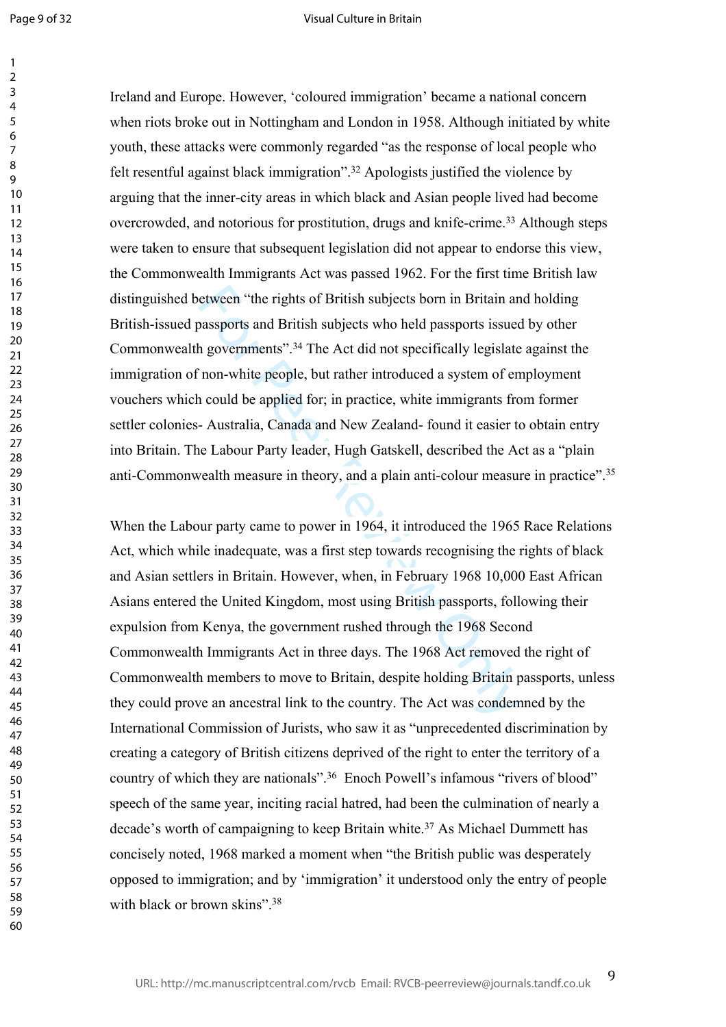Ireland and Europe. However, 'coloured immigration' became a national concern when riots broke out in Nottingham and London in 1958. Although initiated by white youth, these attacks were commonly regarded "as the response of local people who felt resentful against black immigration".[32] Apologists justified the violence by arguing that the inner-city areas in which black and Asian people lived had become overcrowded, and notorious for prostitution, drugs and knife-crime.[33] Although steps were taken to ensure that subsequent legislation did not appear to endorse this view, the Commonwealth Immigrants Act was passed 1962. For the first time British law distinguished between "the rights of British subjects born in Britain and holding British-issued passports and British subjects who held passports issued by other Commonwealth governments".[34] The Act did not specifically legislate against the immigration of non-white people, but rather introduced a system of employment vouchers which could be applied for; in practice, white immigrants from former settler colonies- Australia, Canada and New Zealand- found it easier to obtain entry into Britain. The Labour Party leader, Hugh Gatskell, described the Act as a "plain anti-Commonwealth measure in theory, and a plain anti-colour measure in practice".[35]

When the Labour party came to power in 1964, it introduced the 1965 Race Relations Act, which while inadequate, was a first step towards recognising the rights of black and Asian settlers in Britain. However, when, in February 1968 10,000 East African Asians entered the United Kingdom, most using British passports, following their expulsion from Kenya, the government rushed through the 1968 Second Commonwealth Immigrants Act in three days. The 1968 Act removed the right of Commonwealth members to move to Britain, despite holding Britain passports, unless they could prove an ancestral link to the country. The Act was condemned by the International Commission of Jurists, who saw it as "unprecedented discrimination by creating a category of British citizens deprived of the right to enter the territory of a country of which they are nationals".[36] Enoch Powell's infamous "rivers of blood" speech of the same year, inciting racial hatred, had been the culmination of nearly a decade's worth of campaigning to keep Britain white.[37] As Michael Dummett has concisely noted, 1968 marked a moment when "the British public was desperately opposed to immigration; and by 'immigration' it understood only the entry of people with black or brown skins".[38]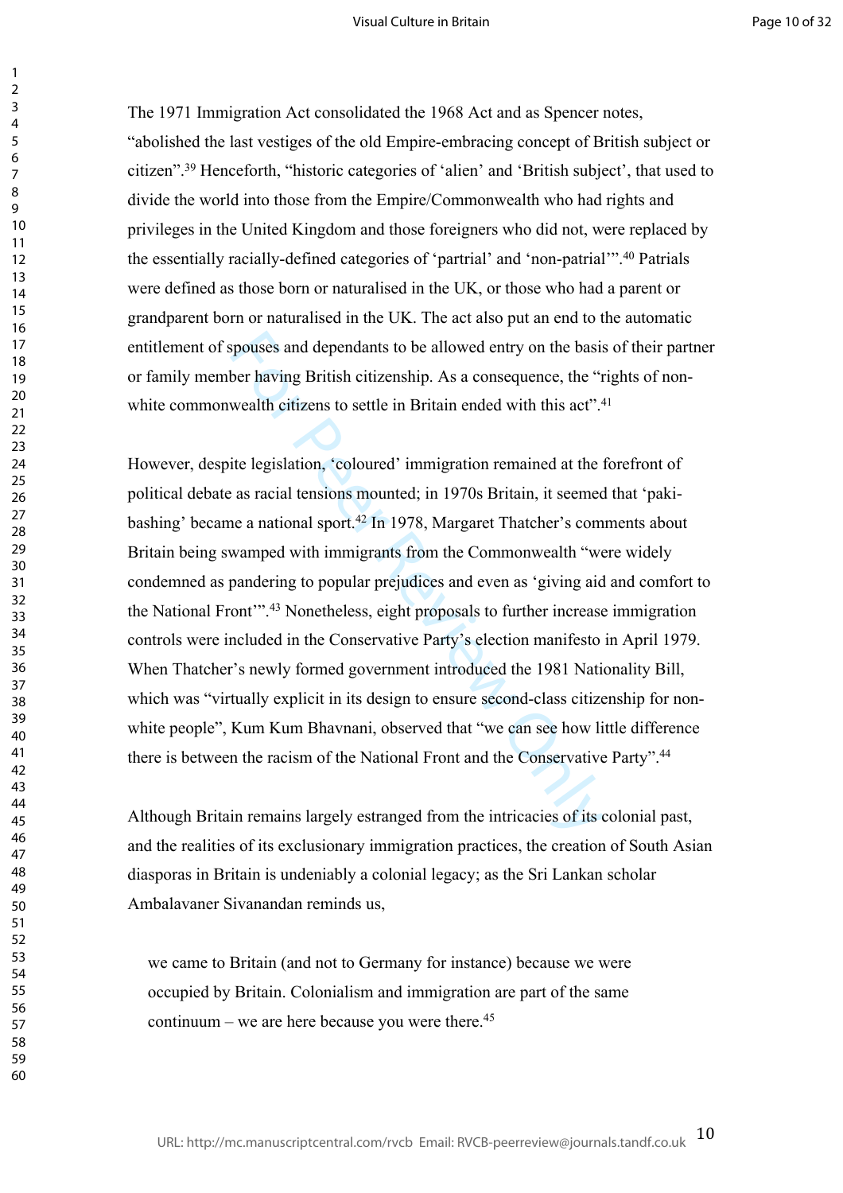The 1971 Immigration Act consolidated the 1968 Act and as Spencer notes, "abolished the last vestiges of the old Empire-embracing concept of British subject or citizen".[39] Henceforth, "historic categories of 'alien' and 'British subject', that used to divide the world into those from the Empire/Commonwealth who had rights and privileges in the United Kingdom and those foreigners who did not, were replaced by the essentially racially-defined categories of 'partrial' and 'non-patrial'".[40] Patrials were defined as those born or naturalised in the UK, or those who had a parent or grandparent born or naturalised in the UK. The act also put an end to the automatic entitlement of spouses and dependants to be allowed entry on the basis of their partner or family member having British citizenship. As a consequence, the "rights of non-white commonwealth citizens to settle in Britain ended with this act".[41]

However, despite legislation, 'coloured' immigration remained at the forefront of political debate as racial tensions mounted; in 1970s Britain, it seemed that 'paki-bashing' became a national sport.[42] In 1978, Margaret Thatcher's comments about Britain being swamped with immigrants from the Commonwealth "were widely condemned as pandering to popular prejudices and even as 'giving aid and comfort to the National Front'".[43] Nonetheless, eight proposals to further increase immigration controls were included in the Conservative Party's election manifesto in April 1979. When Thatcher's newly formed government introduced the 1981 Nationality Bill, which was "virtually explicit in its design to ensure second-class citizenship for non-white people", Kum Kum Bhavnani, observed that "we can see how little difference there is between the racism of the National Front and the Conservative Party".[44]

Although Britain remains largely estranged from the intricacies of its colonial past, and the realities of its exclusionary immigration practices, the creation of South Asian diasporas in Britain is undeniably a colonial legacy; as the Sri Lankan scholar Ambalavaner Sivanandan reminds us,

> we came to Britain (and not to Germany for instance) because we were occupied by Britain. Colonialism and immigration are part of the same continuum – we are here because you were there.[45]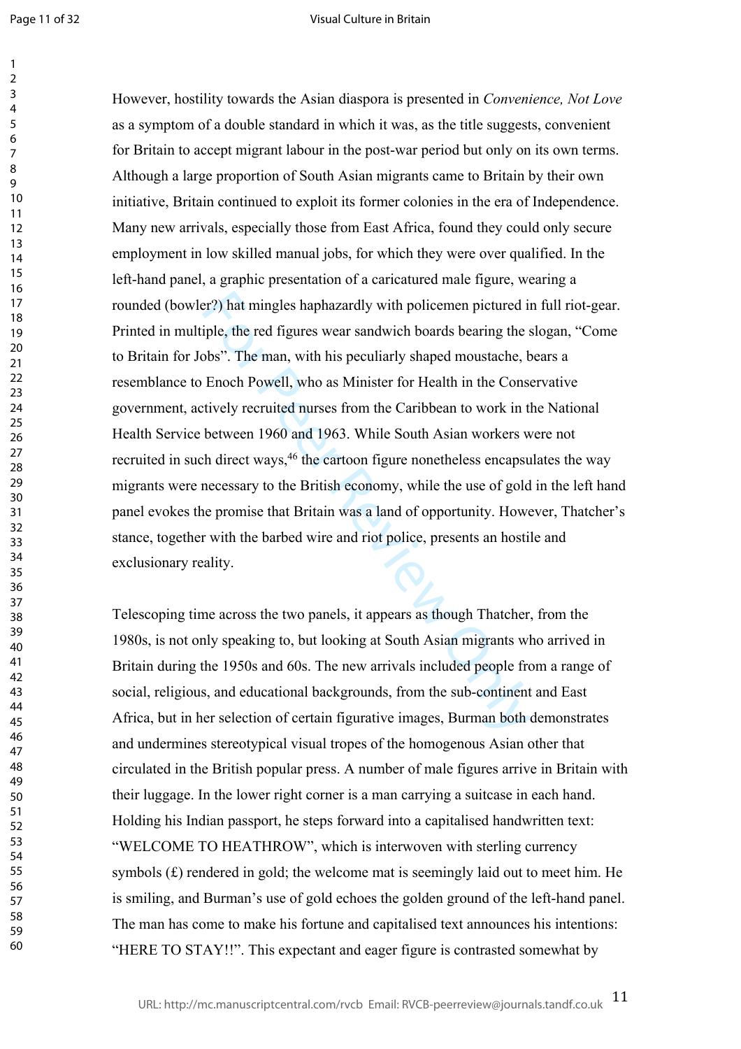However, hostility towards the Asian diaspora is presented in *Convenience, Not Love* as a symptom of a double standard in which it was, as the title suggests, convenient for Britain to accept migrant labour in the post-war period but only on its own terms. Although a large proportion of South Asian migrants came to Britain by their own initiative, Britain continued to exploit its former colonies in the era of Independence. Many new arrivals, especially those from East Africa, found they could only secure employment in low skilled manual jobs, for which they were over qualified. In the left-hand panel, a graphic presentation of a caricatured male figure, wearing a rounded (bowler?) hat mingles haphazardly with policemen pictured in full riot-gear. Printed in multiple, the red figures wear sandwich boards bearing the slogan, "Come to Britain for Jobs". The man, with his peculiarly shaped moustache, bears a resemblance to Enoch Powell, who as Minister for Health in the Conservative government, actively recruited nurses from the Caribbean to work in the National Health Service between 1960 and 1963. While South Asian workers were not recruited in such direct ways,[46] the cartoon figure nonetheless encapsulates the way migrants were necessary to the British economy, while the use of gold in the left hand panel evokes the promise that Britain was a land of opportunity. However, Thatcher's stance, together with the barbed wire and riot police, presents an hostile and exclusionary reality.

Telescoping time across the two panels, it appears as though Thatcher, from the 1980s, is not only speaking to, but looking at South Asian migrants who arrived in Britain during the 1950s and 60s. The new arrivals included people from a range of social, religious, and educational backgrounds, from the sub-continent and East Africa, but in her selection of certain figurative images, Burman both demonstrates and undermines stereotypical visual tropes of the homogenous Asian other that circulated in the British popular press. A number of male figures arrive in Britain with their luggage. In the lower right corner is a man carrying a suitcase in each hand. Holding his Indian passport, he steps forward into a capitalised handwritten text: "WELCOME TO HEATHROW", which is interwoven with sterling currency symbols (£) rendered in gold; the welcome mat is seemingly laid out to meet him. He is smiling, and Burman's use of gold echoes the golden ground of the left-hand panel. The man has come to make his fortune and capitalised text announces his intentions: "HERE TO STAY!!". This expectant and eager figure is contrasted somewhat by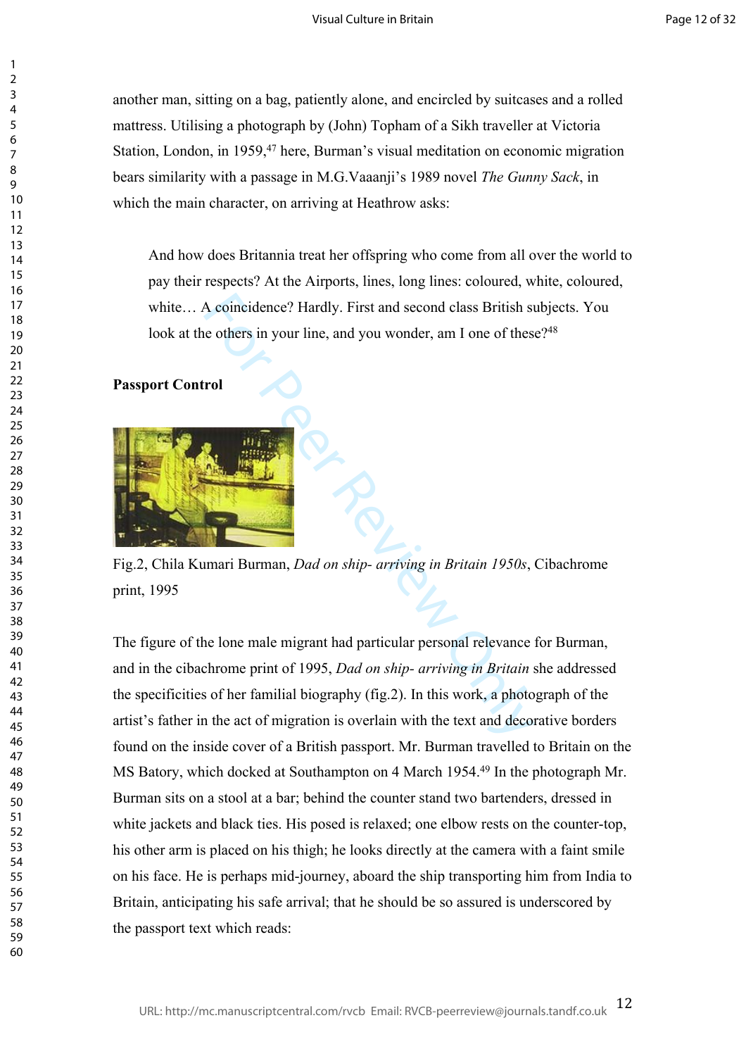another man, sitting on a bag, patiently alone, and encircled by suitcases and a rolled mattress. Utilising a photograph by (John) Topham of a Sikh traveller at Victoria Station, London, in 1959,[47] here, Burman's visual meditation on economic migration bears similarity with a passage in M.G.Vaaanji's 1989 novel *The Gunny Sack*, in which the main character, on arriving at Heathrow asks:

> And how does Britannia treat her offspring who come from all over the world to pay their respects? At the Airports, lines, long lines: coloured, white, coloured, white… A coincidence? Hardly. First and second class British subjects. You look at the others in your line, and you wonder, am I one of these?[48]

**Passport Control**

Fig.2, Chila Kumari Burman, *Dad on ship- arriving in Britain 1950s*, Cibachrome print, 1995

The figure of the lone male migrant had particular personal relevance for Burman, and in the cibachrome print of 1995, *Dad on ship- arriving in Britain* she addressed the specificities of her familial biography (fig.2). In this work, a photograph of the artist's father in the act of migration is overlain with the text and decorative borders found on the inside cover of a British passport. Mr. Burman travelled to Britain on the MS Batory, which docked at Southampton on 4 March 1954.[49] In the photograph Mr. Burman sits on a stool at a bar; behind the counter stand two bartenders, dressed in white jackets and black ties. His posed is relaxed; one elbow rests on the counter-top, his other arm is placed on his thigh; he looks directly at the camera with a faint smile on his face. He is perhaps mid-journey, aboard the ship transporting him from India to Britain, anticipating his safe arrival; that he should be so assured is underscored by the passport text which reads: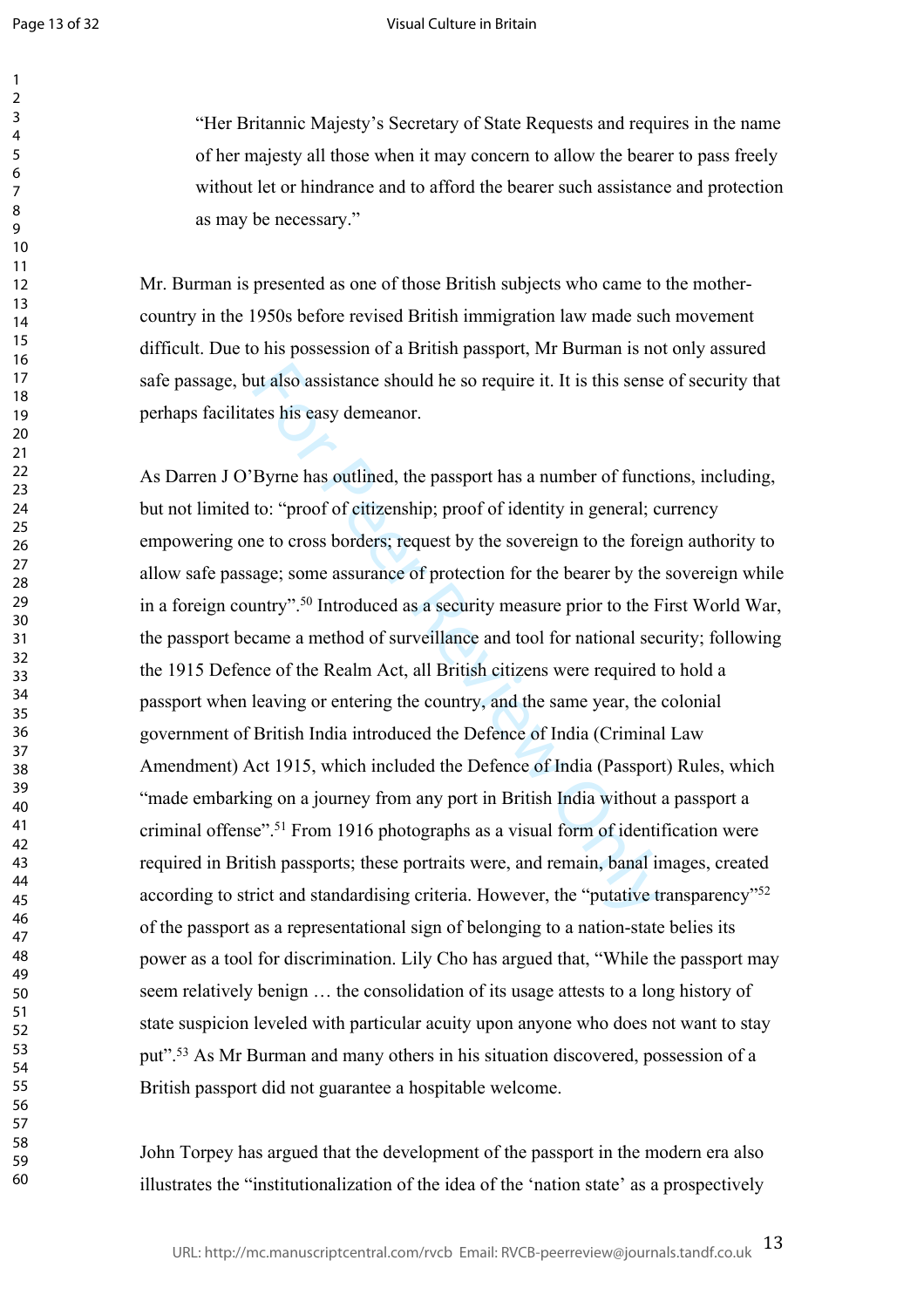> "Her Britannic Majesty's Secretary of State Requests and requires in the name of her majesty all those when it may concern to allow the bearer to pass freely without let or hindrance and to afford the bearer such assistance and protection as may be necessary."

Mr. Burman is presented as one of those British subjects who came to the mother-country in the 1950s before revised British immigration law made such movement difficult. Due to his possession of a British passport, Mr Burman is not only assured safe passage, but also assistance should he so require it. It is this sense of security that perhaps facilitates his easy demeanor.

As Darren J O'Byrne has outlined, the passport has a number of functions, including, but not limited to: "proof of citizenship; proof of identity in general; currency empowering one to cross borders; request by the sovereign to the foreign authority to allow safe passage; some assurance of protection for the bearer by the sovereign while in a foreign country".[50] Introduced as a security measure prior to the First World War, the passport became a method of surveillance and tool for national security; following the 1915 Defence of the Realm Act, all British citizens were required to hold a passport when leaving or entering the country, and the same year, the colonial government of British India introduced the Defence of India (Criminal Law Amendment) Act 1915, which included the Defence of India (Passport) Rules, which "made embarking on a journey from any port in British India without a passport a criminal offense".[51] From 1916 photographs as a visual form of identification were required in British passports; these portraits were, and remain, banal images, created according to strict and standardising criteria. However, the "putative transparency"[52] of the passport as a representational sign of belonging to a nation-state belies its power as a tool for discrimination. Lily Cho has argued that, "While the passport may seem relatively benign … the consolidation of its usage attests to a long history of state suspicion leveled with particular acuity upon anyone who does not want to stay put".[53] As Mr Burman and many others in his situation discovered, possession of a British passport did not guarantee a hospitable welcome.

John Torpey has argued that the development of the passport in the modern era also illustrates the "institutionalization of the idea of the 'nation state' as a prospectively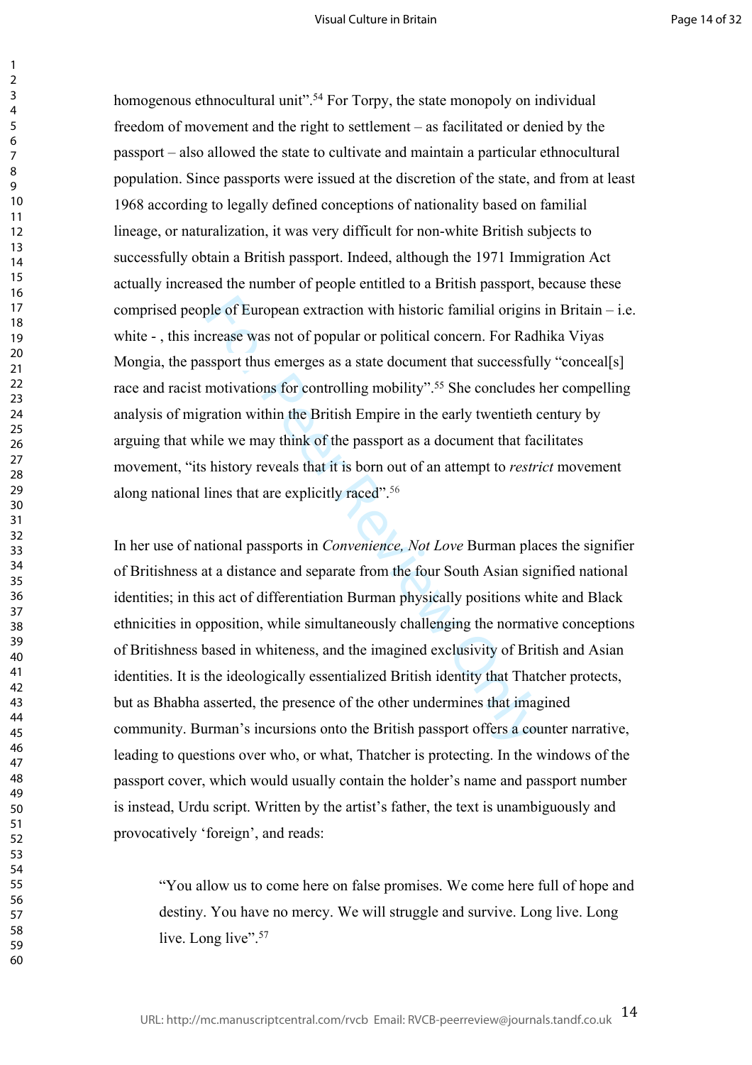homogenous ethnocultural unit".[54] For Torpy, the state monopoly on individual freedom of movement and the right to settlement – as facilitated or denied by the passport – also allowed the state to cultivate and maintain a particular ethnocultural population. Since passports were issued at the discretion of the state, and from at least 1968 according to legally defined conceptions of nationality based on familial lineage, or naturalization, it was very difficult for non-white British subjects to successfully obtain a British passport. Indeed, although the 1971 Immigration Act actually increased the number of people entitled to a British passport, because these comprised people of European extraction with historic familial origins in Britain – i.e. white - , this increase was not of popular or political concern. For Radhika Viyas Mongia, the passport thus emerges as a state document that successfully "conceal[s] race and racist motivations for controlling mobility".[55] She concludes her compelling analysis of migration within the British Empire in the early twentieth century by arguing that while we may think of the passport as a document that facilitates movement, "its history reveals that it is born out of an attempt to *restrict* movement along national lines that are explicitly raced".[56]

In her use of national passports in *Convenience, Not Love* Burman places the signifier of Britishness at a distance and separate from the four South Asian signified national identities; in this act of differentiation Burman physically positions white and Black ethnicities in opposition, while simultaneously challenging the normative conceptions of Britishness based in whiteness, and the imagined exclusivity of British and Asian identities. It is the ideologically essentialized British identity that Thatcher protects, but as Bhabha asserted, the presence of the other undermines that imagined community. Burman's incursions onto the British passport offers a counter narrative, leading to questions over who, or what, Thatcher is protecting. In the windows of the passport cover, which would usually contain the holder's name and passport number is instead, Urdu script. Written by the artist's father, the text is unambiguously and provocatively 'foreign', and reads:

> "You allow us to come here on false promises. We come here full of hope and destiny. You have no mercy. We will struggle and survive. Long live. Long live. Long live".[57]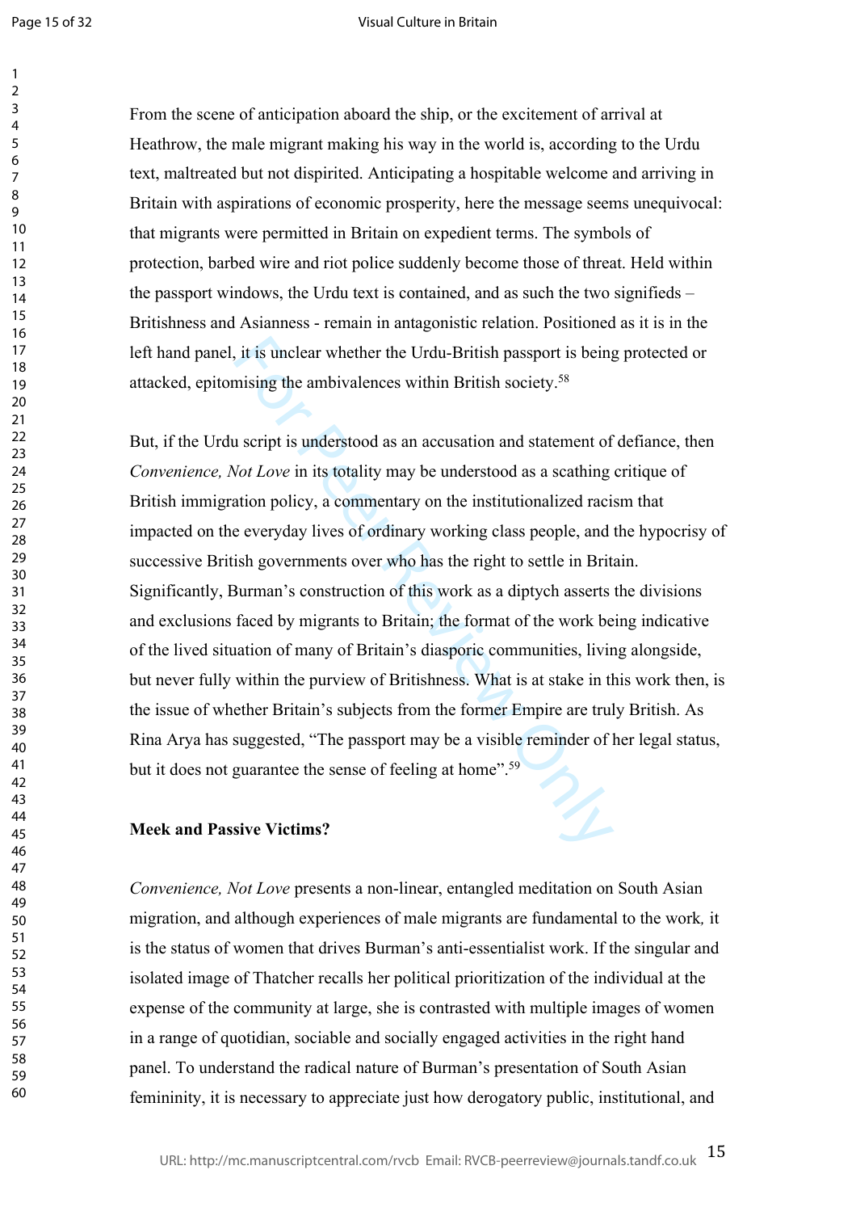From the scene of anticipation aboard the ship, or the excitement of arrival at Heathrow, the male migrant making his way in the world is, according to the Urdu text, maltreated but not dispirited. Anticipating a hospitable welcome and arriving in Britain with aspirations of economic prosperity, here the message seems unequivocal: that migrants were permitted in Britain on expedient terms. The symbols of protection, barbed wire and riot police suddenly become those of threat. Held within the passport windows, the Urdu text is contained, and as such the two signifieds – Britishness and Asianness - remain in antagonistic relation. Positioned as it is in the left hand panel, it is unclear whether the Urdu-British passport is being protected or attacked, epitomising the ambivalences within British society.[58]

But, if the Urdu script is understood as an accusation and statement of defiance, then *Convenience, Not Love* in its totality may be understood as a scathing critique of British immigration policy, a commentary on the institutionalized racism that impacted on the everyday lives of ordinary working class people, and the hypocrisy of successive British governments over who has the right to settle in Britain. Significantly, Burman's construction of this work as a diptych asserts the divisions and exclusions faced by migrants to Britain; the format of the work being indicative of the lived situation of many of Britain's diasporic communities, living alongside, but never fully within the purview of Britishness. What is at stake in this work then, is the issue of whether Britain's subjects from the former Empire are truly British. As Rina Arya has suggested, "The passport may be a visible reminder of her legal status, but it does not guarantee the sense of feeling at home".[59]

**Meek and Passive Victims?**

*Convenience, Not Love* presents a non-linear, entangled meditation on South Asian migration, and although experiences of male migrants are fundamental to the work, it is the status of women that drives Burman's anti-essentialist work. If the singular and isolated image of Thatcher recalls her political prioritization of the individual at the expense of the community at large, she is contrasted with multiple images of women in a range of quotidian, sociable and socially engaged activities in the right hand panel. To understand the radical nature of Burman's presentation of South Asian femininity, it is necessary to appreciate just how derogatory public, institutional, and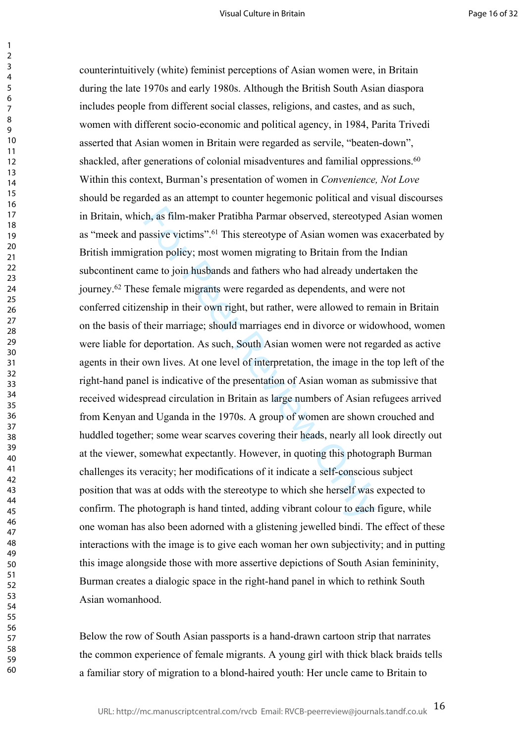counterintuitively (white) feminist perceptions of Asian women were, in Britain during the late 1970s and early 1980s. Although the British South Asian diaspora includes people from different social classes, religions, and castes, and as such, women with different socio-economic and political agency, in 1984, Parita Trivedi asserted that Asian women in Britain were regarded as servile, "beaten-down", shackled, after generations of colonial misadventures and familial oppressions.[60] Within this context, Burman's presentation of women in *Convenience, Not Love* should be regarded as an attempt to counter hegemonic political and visual discourses in Britain, which, as film-maker Pratibha Parmar observed, stereotyped Asian women as "meek and passive victims".[61] This stereotype of Asian women was exacerbated by British immigration policy; most women migrating to Britain from the Indian subcontinent came to join husbands and fathers who had already undertaken the journey.[62] These female migrants were regarded as dependents, and were not conferred citizenship in their own right, but rather, were allowed to remain in Britain on the basis of their marriage; should marriages end in divorce or widowhood, women were liable for deportation. As such, South Asian women were not regarded as active agents in their own lives. At one level of interpretation, the image in the top left of the right-hand panel is indicative of the presentation of Asian woman as submissive that received widespread circulation in Britain as large numbers of Asian refugees arrived from Kenyan and Uganda in the 1970s. A group of women are shown crouched and huddled together; some wear scarves covering their heads, nearly all look directly out at the viewer, somewhat expectantly. However, in quoting this photograph Burman challenges its veracity; her modifications of it indicate a self-conscious subject position that was at odds with the stereotype to which she herself was expected to confirm. The photograph is hand tinted, adding vibrant colour to each figure, while one woman has also been adorned with a glistening jewelled bindi. The effect of these interactions with the image is to give each woman her own subjectivity; and in putting this image alongside those with more assertive depictions of South Asian femininity, Burman creates a dialogic space in the right-hand panel in which to rethink South Asian womanhood.

Below the row of South Asian passports is a hand-drawn cartoon strip that narrates the common experience of female migrants. A young girl with thick black braids tells a familiar story of migration to a blond-haired youth: Her uncle came to Britain to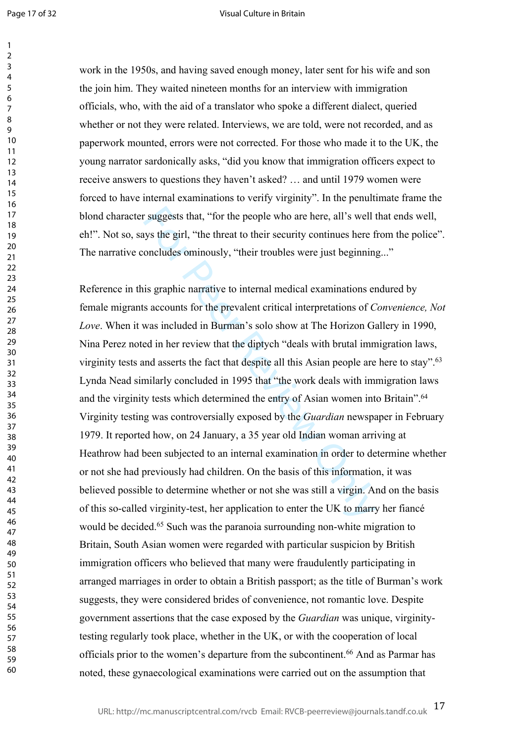work in the 1950s, and having saved enough money, later sent for his wife and son the join him. They waited nineteen months for an interview with immigration officials, who, with the aid of a translator who spoke a different dialect, queried whether or not they were related. Interviews, we are told, were not recorded, and as paperwork mounted, errors were not corrected. For those who made it to the UK, the young narrator sardonically asks, "did you know that immigration officers expect to receive answers to questions they haven't asked? … and until 1979 women were forced to have internal examinations to verify virginity". In the penultimate frame the blond character suggests that, "for the people who are here, all's well that ends well, eh!". Not so, says the girl, "the threat to their security continues here from the police". The narrative concludes ominously, "their troubles were just beginning..."

Reference in this graphic narrative to internal medical examinations endured by female migrants accounts for the prevalent critical interpretations of *Convenience, Not Love*. When it was included in Burman's solo show at The Horizon Gallery in 1990, Nina Perez noted in her review that the diptych "deals with brutal immigration laws, virginity tests and asserts the fact that despite all this Asian people are here to stay".[63] Lynda Nead similarly concluded in 1995 that "the work deals with immigration laws and the virginity tests which determined the entry of Asian women into Britain".[64] Virginity testing was controversially exposed by the *Guardian* newspaper in February 1979. It reported how, on 24 January, a 35 year old Indian woman arriving at Heathrow had been subjected to an internal examination in order to determine whether or not she had previously had children. On the basis of this information, it was believed possible to determine whether or not she was still a virgin. And on the basis of this so-called virginity-test, her application to enter the UK to marry her fiancé would be decided.[65] Such was the paranoia surrounding non-white migration to Britain, South Asian women were regarded with particular suspicion by British immigration officers who believed that many were fraudulently participating in arranged marriages in order to obtain a British passport; as the title of Burman's work suggests, they were considered brides of convenience, not romantic love. Despite government assertions that the case exposed by the *Guardian* was unique, virginity-testing regularly took place, whether in the UK, or with the cooperation of local officials prior to the women's departure from the subcontinent.[66] And as Parmar has noted, these gynaecological examinations were carried out on the assumption that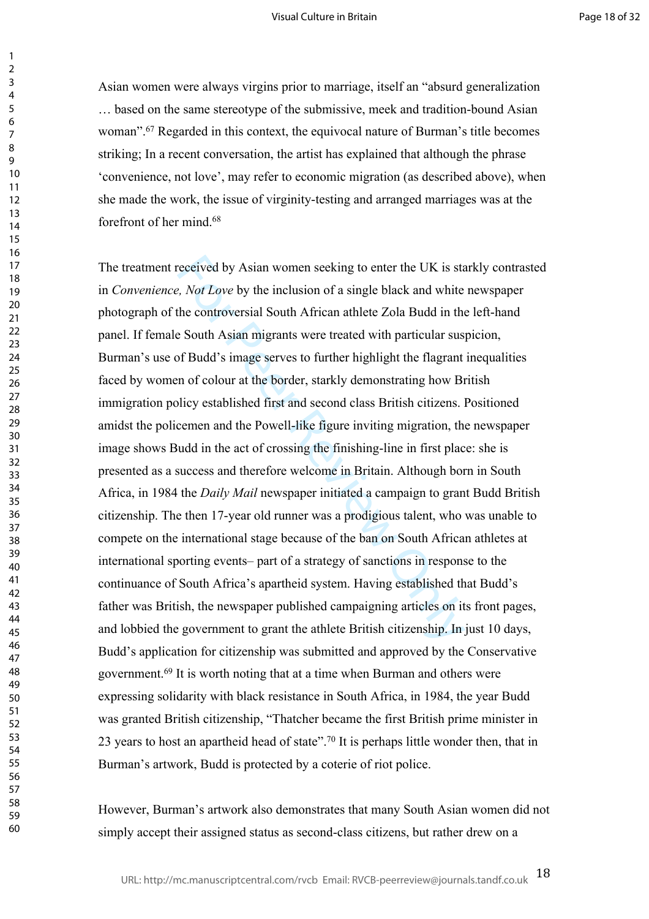Asian women were always virgins prior to marriage, itself an "absurd generalization … based on the same stereotype of the submissive, meek and tradition-bound Asian woman".[67] Regarded in this context, the equivocal nature of Burman's title becomes striking; In a recent conversation, the artist has explained that although the phrase 'convenience, not love', may refer to economic migration (as described above), when she made the work, the issue of virginity-testing and arranged marriages was at the forefront of her mind.[68]

The treatment received by Asian women seeking to enter the UK is starkly contrasted in *Convenience, Not Love* by the inclusion of a single black and white newspaper photograph of the controversial South African athlete Zola Budd in the left-hand panel. If female South Asian migrants were treated with particular suspicion, Burman's use of Budd's image serves to further highlight the flagrant inequalities faced by women of colour at the border, starkly demonstrating how British immigration policy established first and second class British citizens. Positioned amidst the policemen and the Powell-like figure inviting migration, the newspaper image shows Budd in the act of crossing the finishing-line in first place: she is presented as a success and therefore welcome in Britain. Although born in South Africa, in 1984 the *Daily Mail* newspaper initiated a campaign to grant Budd British citizenship. The then 17-year old runner was a prodigious talent, who was unable to compete on the international stage because of the ban on South African athletes at international sporting events– part of a strategy of sanctions in response to the continuance of South Africa's apartheid system. Having established that Budd's father was British, the newspaper published campaigning articles on its front pages, and lobbied the government to grant the athlete British citizenship. In just 10 days, Budd's application for citizenship was submitted and approved by the Conservative government.[69] It is worth noting that at a time when Burman and others were expressing solidarity with black resistance in South Africa, in 1984, the year Budd was granted British citizenship, "Thatcher became the first British prime minister in 23 years to host an apartheid head of state".[70] It is perhaps little wonder then, that in Burman's artwork, Budd is protected by a coterie of riot police.

However, Burman's artwork also demonstrates that many South Asian women did not simply accept their assigned status as second-class citizens, but rather drew on a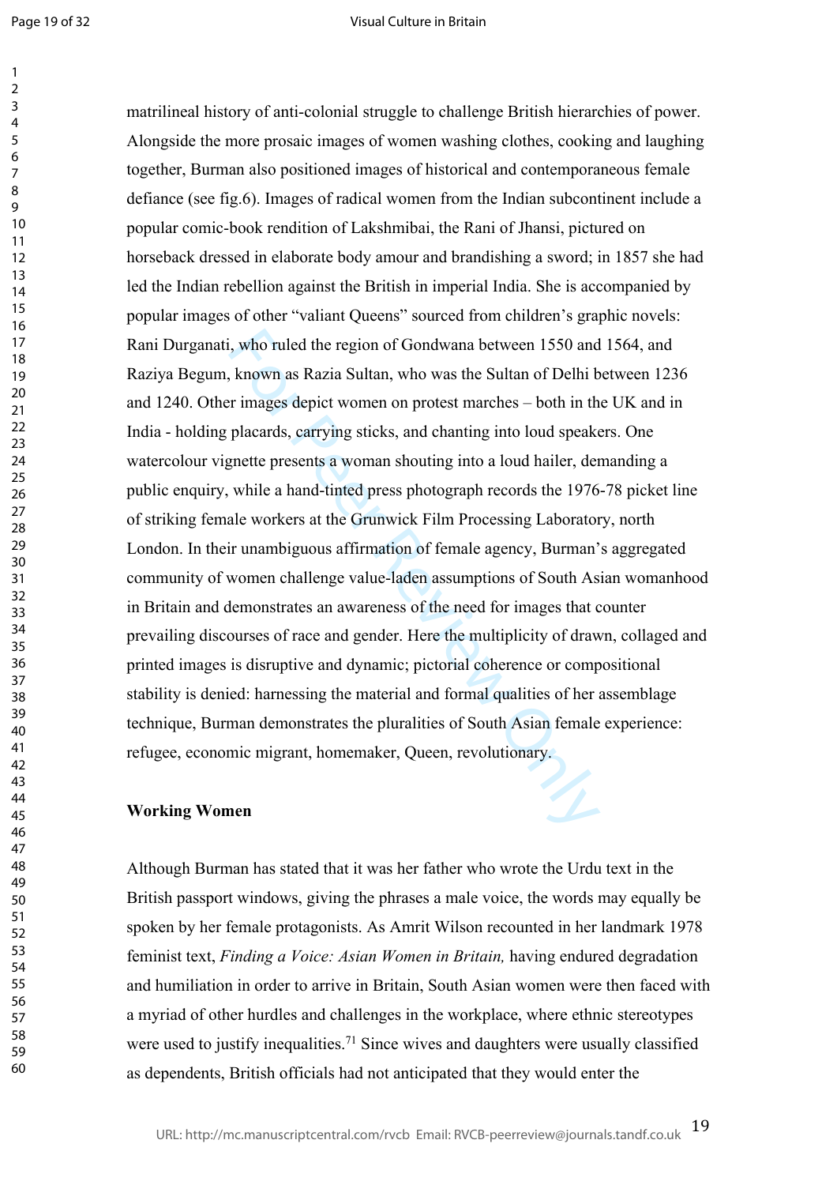matrilineal history of anti-colonial struggle to challenge British hierarchies of power. Alongside the more prosaic images of women washing clothes, cooking and laughing together, Burman also positioned images of historical and contemporaneous female defiance (see fig.6). Images of radical women from the Indian subcontinent include a popular comic-book rendition of Lakshmibai, the Rani of Jhansi, pictured on horseback dressed in elaborate body amour and brandishing a sword; in 1857 she had led the Indian rebellion against the British in imperial India. She is accompanied by popular images of other "valiant Queens" sourced from children's graphic novels: Rani Durganati, who ruled the region of Gondwana between 1550 and 1564, and Raziya Begum, known as Razia Sultan, who was the Sultan of Delhi between 1236 and 1240. Other images depict women on protest marches – both in the UK and in India - holding placards, carrying sticks, and chanting into loud speakers. One watercolour vignette presents a woman shouting into a loud hailer, demanding a public enquiry, while a hand-tinted press photograph records the 1976-78 picket line of striking female workers at the Grunwick Film Processing Laboratory, north London. In their unambiguous affirmation of female agency, Burman's aggregated community of women challenge value-laden assumptions of South Asian womanhood in Britain and demonstrates an awareness of the need for images that counter prevailing discourses of race and gender. Here the multiplicity of drawn, collaged and printed images is disruptive and dynamic; pictorial coherence or compositional stability is denied: harnessing the material and formal qualities of her assemblage technique, Burman demonstrates the pluralities of South Asian female experience: refugee, economic migrant, homemaker, Queen, revolutionary.

**Working Women**

Although Burman has stated that it was her father who wrote the Urdu text in the British passport windows, giving the phrases a male voice, the words may equally be spoken by her female protagonists. As Amrit Wilson recounted in her landmark 1978 feminist text, *Finding a Voice: Asian Women in Britain,* having endured degradation and humiliation in order to arrive in Britain, South Asian women were then faced with a myriad of other hurdles and challenges in the workplace, where ethnic stereotypes were used to justify inequalities.[71] Since wives and daughters were usually classified as dependents, British officials had not anticipated that they would enter the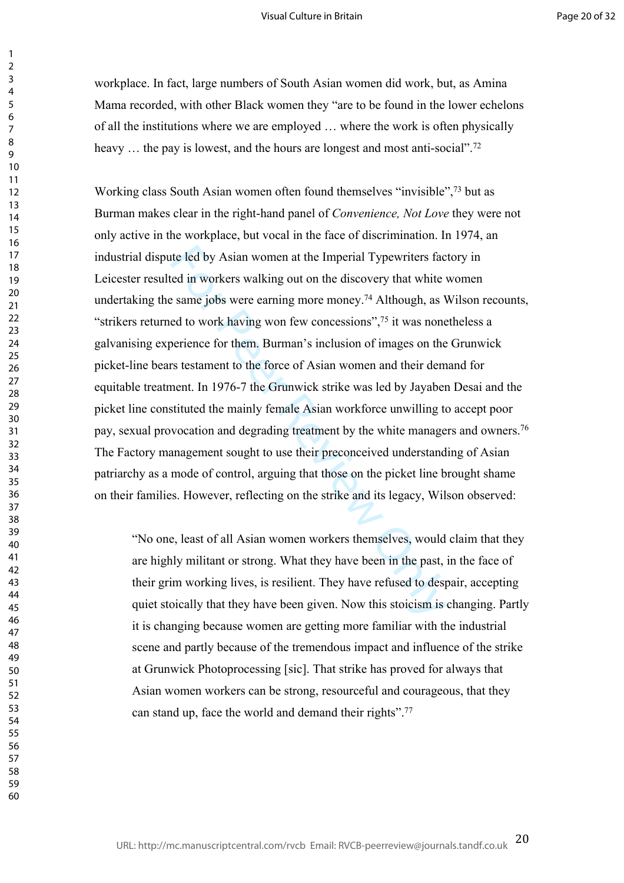workplace. In fact, large numbers of South Asian women did work, but, as Amina Mama recorded, with other Black women they "are to be found in the lower echelons of all the institutions where we are employed … where the work is often physically heavy … the pay is lowest, and the hours are longest and most anti-social".[72]

Working class South Asian women often found themselves "invisible",[73] but as Burman makes clear in the right-hand panel of *Convenience, Not Love* they were not only active in the workplace, but vocal in the face of discrimination. In 1974, an industrial dispute led by Asian women at the Imperial Typewriters factory in Leicester resulted in workers walking out on the discovery that white women undertaking the same jobs were earning more money.[74] Although, as Wilson recounts, "strikers returned to work having won few concessions",[75] it was nonetheless a galvanising experience for them. Burman's inclusion of images on the Grunwick picket-line bears testament to the force of Asian women and their demand for equitable treatment. In 1976-7 the Grunwick strike was led by Jayaben Desai and the picket line constituted the mainly female Asian workforce unwilling to accept poor pay, sexual provocation and degrading treatment by the white managers and owners.[76] The Factory management sought to use their preconceived understanding of Asian patriarchy as a mode of control, arguing that those on the picket line brought shame on their families. However, reflecting on the strike and its legacy, Wilson observed:

> "No one, least of all Asian women workers themselves, would claim that they are highly militant or strong. What they have been in the past, in the face of their grim working lives, is resilient. They have refused to despair, accepting quiet stoically that they have been given. Now this stoicism is changing. Partly it is changing because women are getting more familiar with the industrial scene and partly because of the tremendous impact and influence of the strike at Grunwick Photoprocessing [sic]. That strike has proved for always that Asian women workers can be strong, resourceful and courageous, that they can stand up, face the world and demand their rights".[77]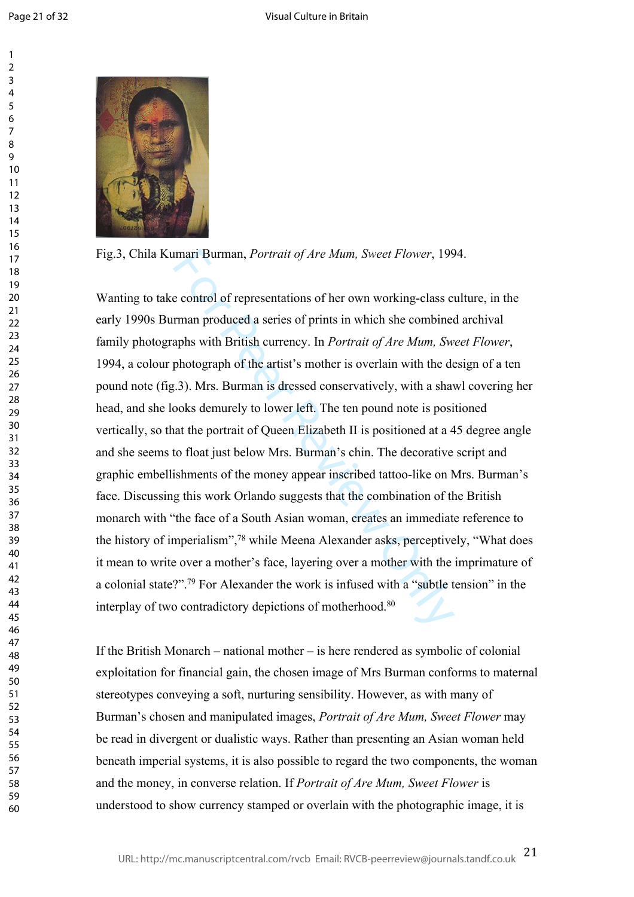Fig.3, Chila Kumari Burman, *Portrait of Are Mum, Sweet Flower*, 1994.

Wanting to take control of representations of her own working-class culture, in the early 1990s Burman produced a series of prints in which she combined archival family photographs with British currency. In *Portrait of Are Mum, Sweet Flower*, 1994, a colour photograph of the artist's mother is overlain with the design of a ten pound note (fig.3). Mrs. Burman is dressed conservatively, with a shawl covering her head, and she looks demurely to lower left. The ten pound note is positioned vertically, so that the portrait of Queen Elizabeth II is positioned at a 45 degree angle and she seems to float just below Mrs. Burman's chin. The decorative script and graphic embellishments of the money appear inscribed tattoo-like on Mrs. Burman's face. Discussing this work Orlando suggests that the combination of the British monarch with "the face of a South Asian woman, creates an immediate reference to the history of imperialism",[78] while Meena Alexander asks, perceptively, "What does it mean to write over a mother's face, layering over a mother with the imprimature of a colonial state?".[79] For Alexander the work is infused with a "subtle tension" in the interplay of two contradictory depictions of motherhood.[80]

If the British Monarch – national mother – is here rendered as symbolic of colonial exploitation for financial gain, the chosen image of Mrs Burman conforms to maternal stereotypes conveying a soft, nurturing sensibility. However, as with many of Burman's chosen and manipulated images, *Portrait of Are Mum, Sweet Flower* may be read in divergent or dualistic ways. Rather than presenting an Asian woman held beneath imperial systems, it is also possible to regard the two components, the woman and the money, in converse relation. If *Portrait of Are Mum, Sweet Flower* is understood to show currency stamped or overlain with the photographic image, it is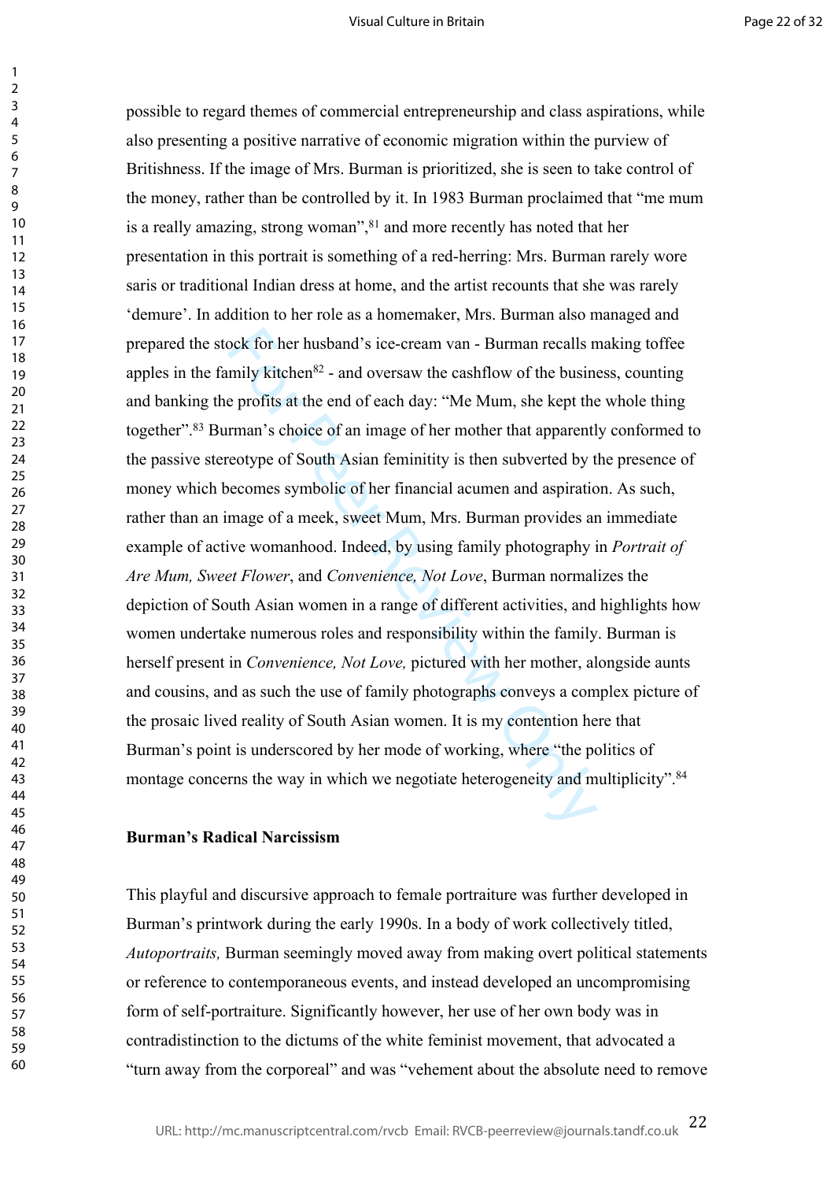possible to regard themes of commercial entrepreneurship and class aspirations, while also presenting a positive narrative of economic migration within the purview of Britishness. If the image of Mrs. Burman is prioritized, she is seen to take control of the money, rather than be controlled by it. In 1983 Burman proclaimed that "me mum is a really amazing, strong woman",[81] and more recently has noted that her presentation in this portrait is something of a red-herring: Mrs. Burman rarely wore saris or traditional Indian dress at home, and the artist recounts that she was rarely 'demure'. In addition to her role as a homemaker, Mrs. Burman also managed and prepared the stock for her husband's ice-cream van - Burman recalls making toffee apples in the family kitchen[82] - and oversaw the cashflow of the business, counting and banking the profits at the end of each day: "Me Mum, she kept the whole thing together".[83] Burman's choice of an image of her mother that apparently conformed to the passive stereotype of South Asian femininity is then subverted by the presence of money which becomes symbolic of her financial acumen and aspiration. As such, rather than an image of a meek, sweet Mum, Mrs. Burman provides an immediate example of active womanhood. Indeed, by using family photography in *Portrait of Are Mum, Sweet Flower*, and *Convenience, Not Love*, Burman normalizes the depiction of South Asian women in a range of different activities, and highlights how women undertake numerous roles and responsibility within the family. Burman is herself present in *Convenience, Not Love,* pictured with her mother, alongside aunts and cousins, and as such the use of family photographs conveys a complex picture of the prosaic lived reality of South Asian women. It is my contention here that Burman's point is underscored by her mode of working, where "the politics of montage concerns the way in which we negotiate heterogeneity and multiplicity".[84]

**Burman's Radical Narcissism**

This playful and discursive approach to female portraiture was further developed in Burman's printwork during the early 1990s. In a body of work collectively titled, *Autoportraits,* Burman seemingly moved away from making overt political statements or reference to contemporaneous events, and instead developed an uncompromising form of self-portraiture. Significantly however, her use of her own body was in contradistinction to the dictums of the white feminist movement, that advocated a "turn away from the corporeal" and was "vehement about the absolute need to remove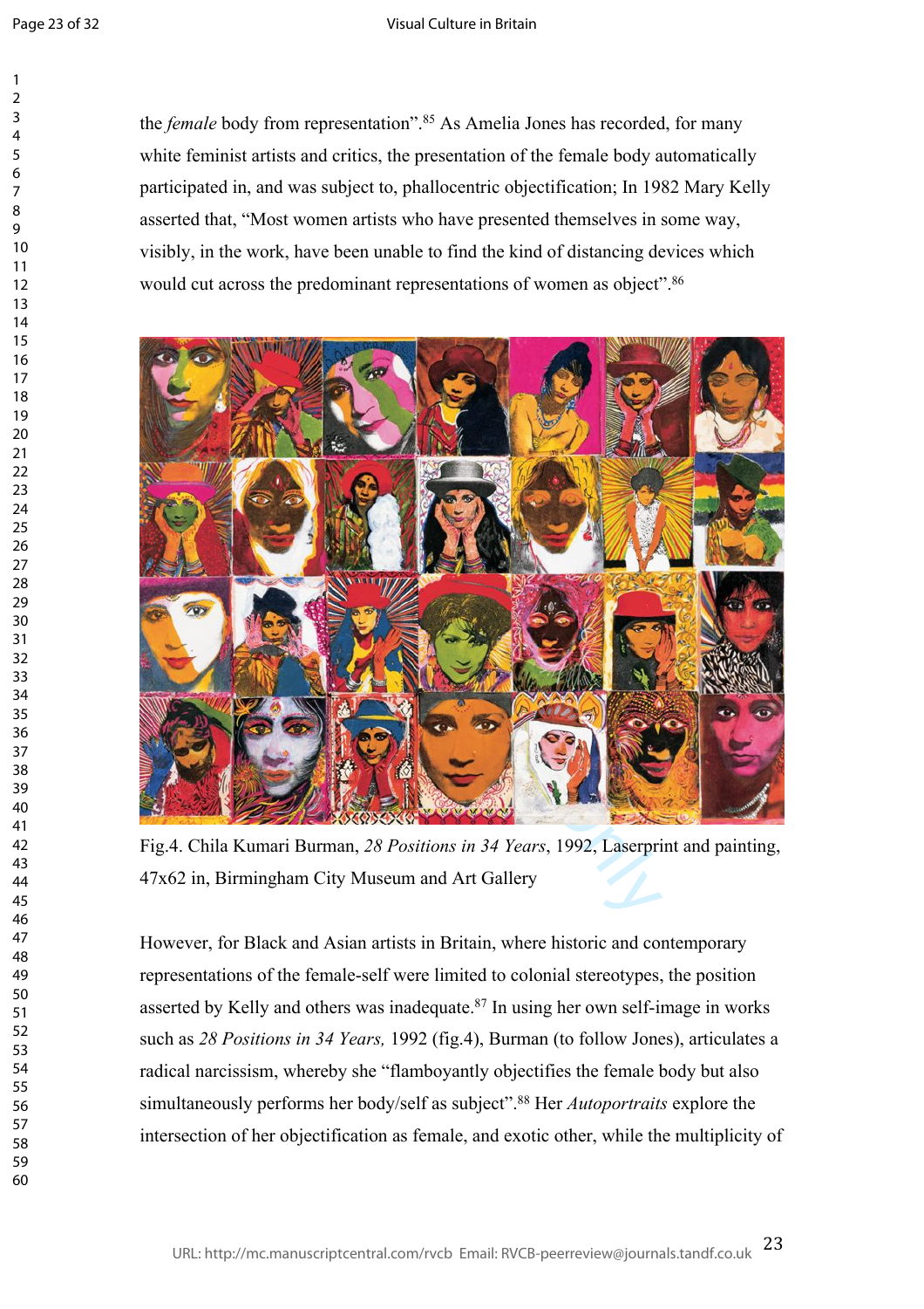the *female* body from representation".[85] As Amelia Jones has recorded, for many white feminist artists and critics, the presentation of the female body automatically participated in, and was subject to, phallocentric objectification; In 1982 Mary Kelly asserted that, "Most women artists who have presented themselves in some way, visibly, in the work, have been unable to find the kind of distancing devices which would cut across the predominant representations of women as object".[86]

Fig.4. Chila Kumari Burman, *28 Positions in 34 Years*, 1992, Laserprint and painting, 47x62 in, Birmingham City Museum and Art Gallery

However, for Black and Asian artists in Britain, where historic and contemporary representations of the female-self were limited to colonial stereotypes, the position asserted by Kelly and others was inadequate.[87] In using her own self-image in works such as *28 Positions in 34 Years,* 1992 (fig.4), Burman (to follow Jones), articulates a radical narcissism, whereby she "flamboyantly objectifies the female body but also simultaneously performs her body/self as subject".[88] Her *Autoportraits* explore the intersection of her objectification as female, and exotic other, while the multiplicity of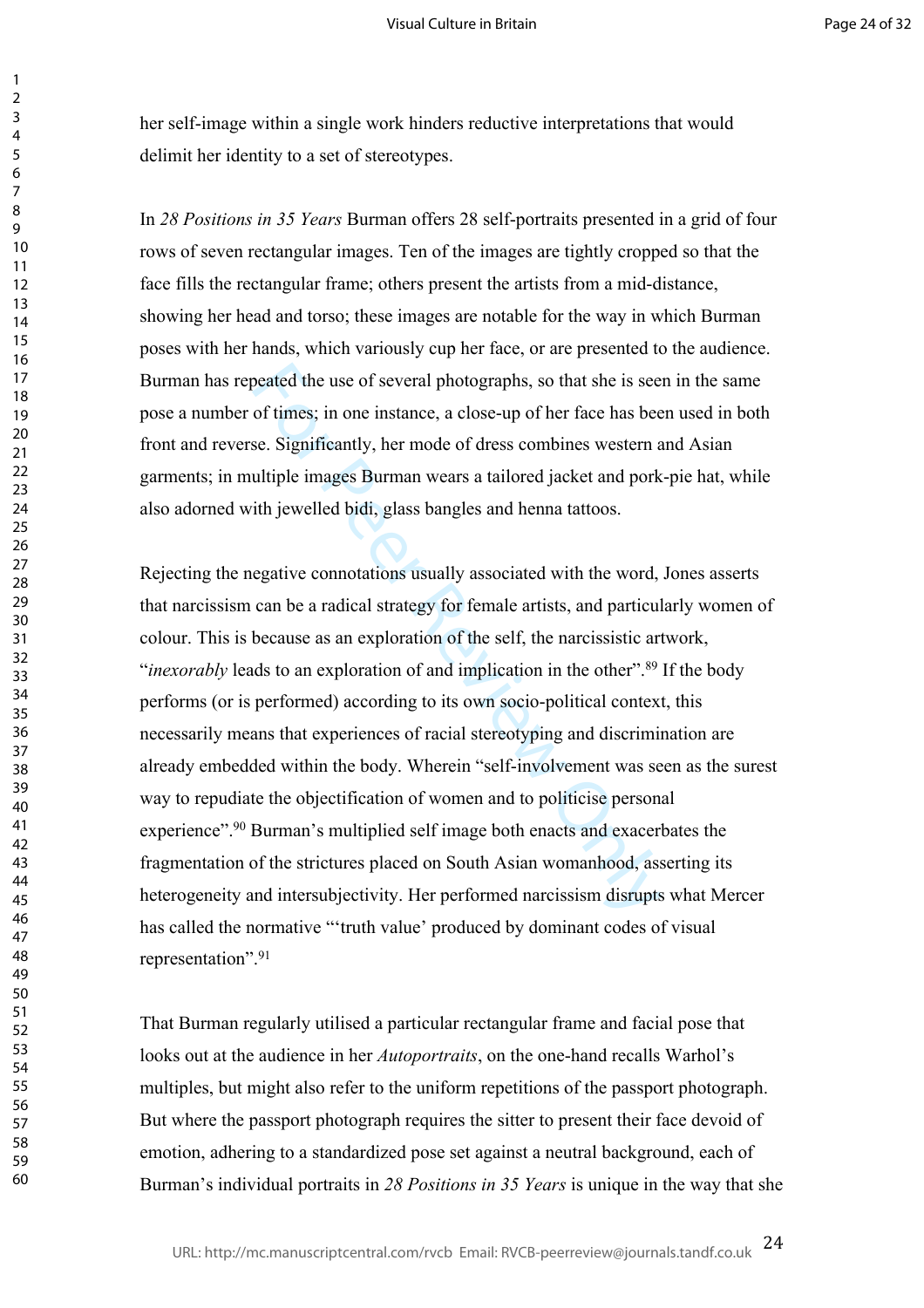her self-image within a single work hinders reductive interpretations that would delimit her identity to a set of stereotypes.

In *28 Positions in 35 Years* Burman offers 28 self-portraits presented in a grid of four rows of seven rectangular images. Ten of the images are tightly cropped so that the face fills the rectangular frame; others present the artists from a mid-distance, showing her head and torso; these images are notable for the way in which Burman poses with her hands, which variously cup her face, or are presented to the audience. Burman has repeated the use of several photographs, so that she is seen in the same pose a number of times; in one instance, a close-up of her face has been used in both front and reverse. Significantly, her mode of dress combines western and Asian garments; in multiple images Burman wears a tailored jacket and pork-pie hat, while also adorned with jewelled bidi, glass bangles and henna tattoos.

Rejecting the negative connotations usually associated with the word, Jones asserts that narcissism can be a radical strategy for female artists, and particularly women of colour. This is because as an exploration of the self, the narcissistic artwork, "*inexorably* leads to an exploration of and implication in the other".[89] If the body performs (or is performed) according to its own socio-political context, this necessarily means that experiences of racial stereotyping and discrimination are already embedded within the body. Wherein "self-involvement was seen as the surest way to repudiate the objectification of women and to politicise personal experience".[90] Burman's multiplied self image both enacts and exacerbates the fragmentation of the strictures placed on South Asian womanhood, asserting its heterogeneity and intersubjectivity. Her performed narcissism disrupts what Mercer has called the normative "'truth value' produced by dominant codes of visual representation".[91]

That Burman regularly utilised a particular rectangular frame and facial pose that looks out at the audience in her *Autoportraits*, on the one-hand recalls Warhol's multiples, but might also refer to the uniform repetitions of the passport photograph. But where the passport photograph requires the sitter to present their face devoid of emotion, adhering to a standardized pose set against a neutral background, each of Burman's individual portraits in *28 Positions in 35 Years* is unique in the way that she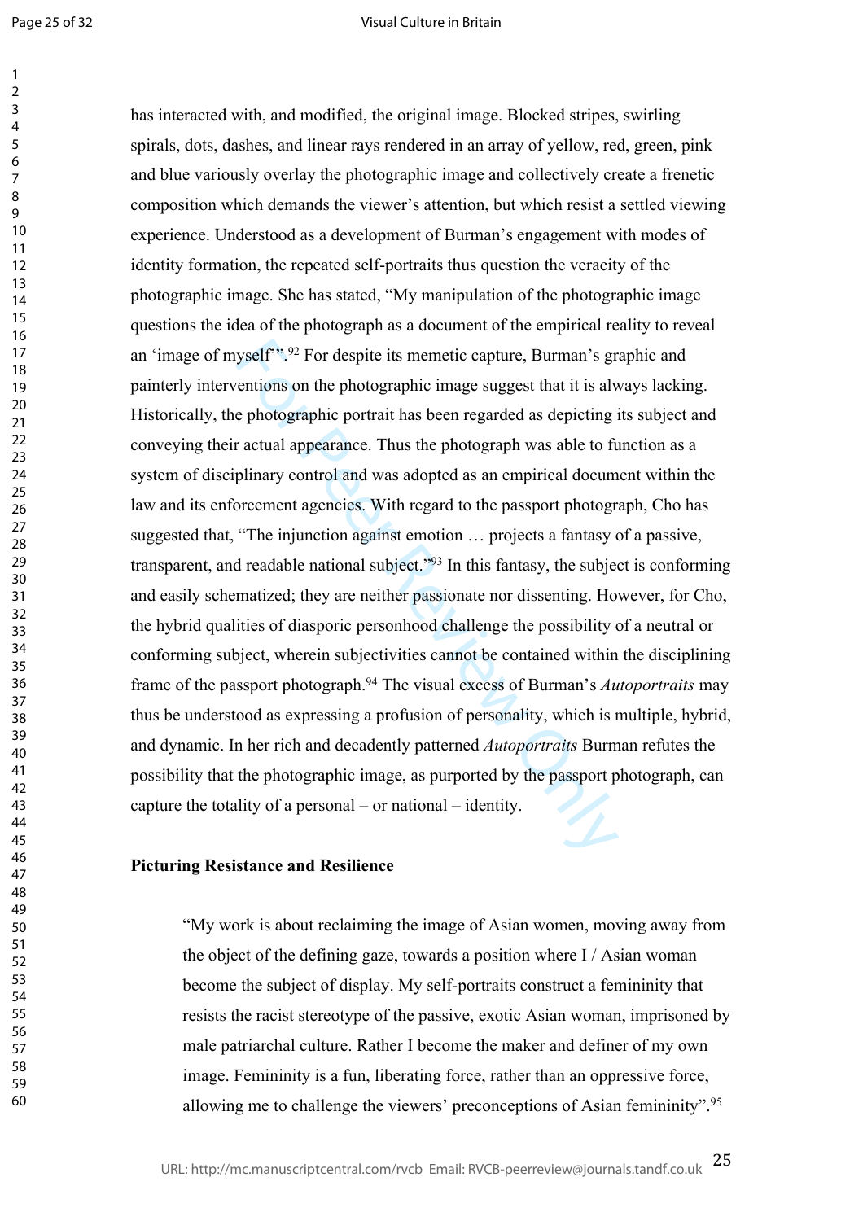has interacted with, and modified, the original image. Blocked stripes, swirling spirals, dots, dashes, and linear rays rendered in an array of yellow, red, green, pink and blue variously overlay the photographic image and collectively create a frenetic composition which demands the viewer's attention, but which resist a settled viewing experience. Understood as a development of Burman's engagement with modes of identity formation, the repeated self-portraits thus question the veracity of the photographic image. She has stated, "My manipulation of the photographic image questions the idea of the photograph as a document of the empirical reality to reveal an 'image of myself'".[92] For despite its memetic capture, Burman's graphic and painterly interventions on the photographic image suggest that it is always lacking. Historically, the photographic portrait has been regarded as depicting its subject and conveying their actual appearance. Thus the photograph was able to function as a system of disciplinary control and was adopted as an empirical document within the law and its enforcement agencies. With regard to the passport photograph, Cho has suggested that, "The injunction against emotion … projects a fantasy of a passive, transparent, and readable national subject."[93] In this fantasy, the subject is conforming and easily schematized; they are neither passionate nor dissenting. However, for Cho, the hybrid qualities of diasporic personhood challenge the possibility of a neutral or conforming subject, wherein subjectivities cannot be contained within the disciplining frame of the passport photograph.[94] The visual excess of Burman's *Autoportraits* may thus be understood as expressing a profusion of personality, which is multiple, hybrid, and dynamic. In her rich and decadently patterned *Autoportraits* Burman refutes the possibility that the photographic image, as purported by the passport photograph, can capture the totality of a personal – or national – identity.

**Picturing Resistance and Resilience**

> "My work is about reclaiming the image of Asian women, moving away from the object of the defining gaze, towards a position where I / Asian woman become the subject of display. My self-portraits construct a femininity that resists the racist stereotype of the passive, exotic Asian woman, imprisoned by male patriarchal culture. Rather I become the maker and definer of my own image. Femininity is a fun, liberating force, rather than an oppressive force, allowing me to challenge the viewers' preconceptions of Asian femininity".[95]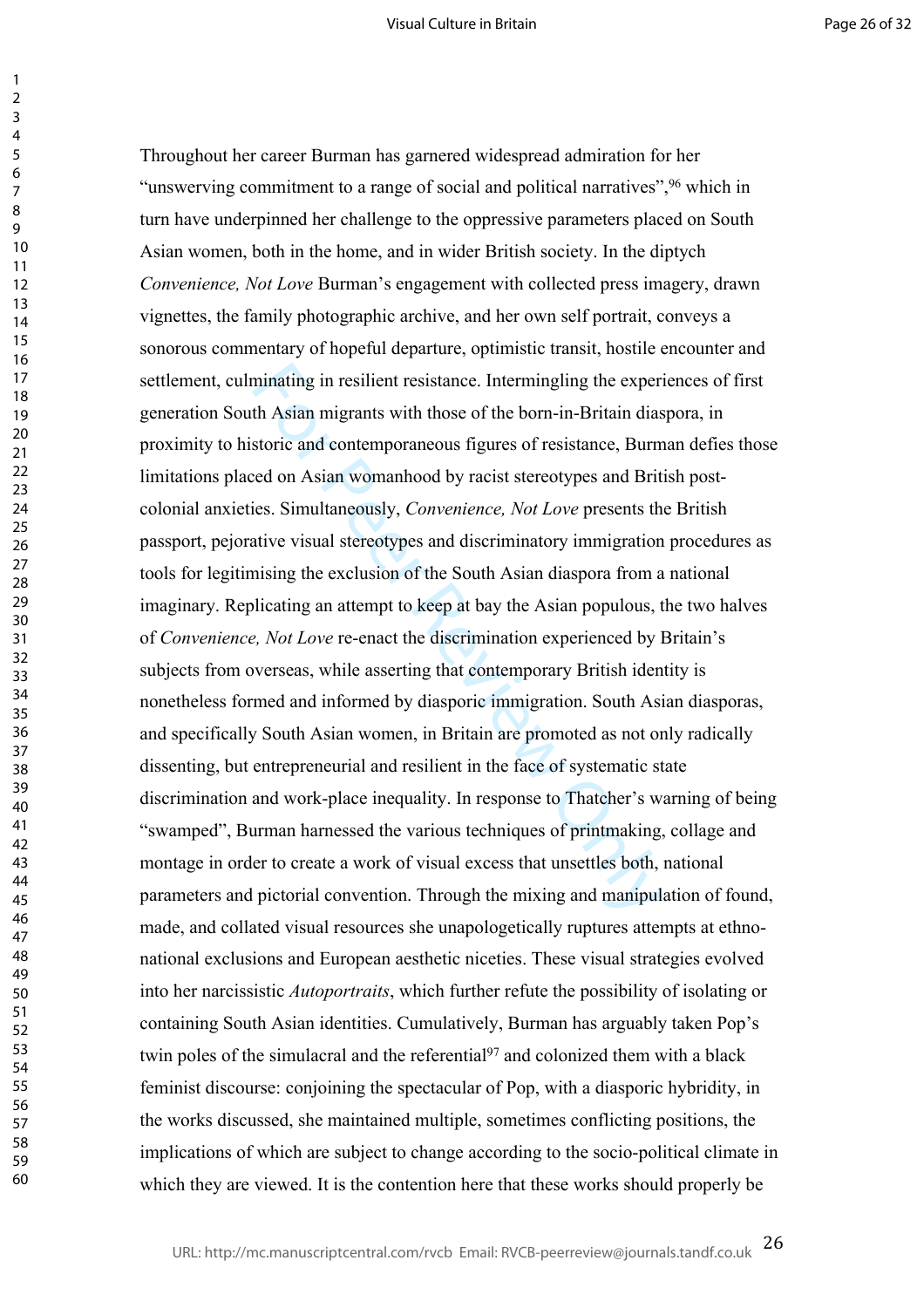Throughout her career Burman has garnered widespread admiration for her "unswerving commitment to a range of social and political narratives",[96] which in turn have underpinned her challenge to the oppressive parameters placed on South Asian women, both in the home, and in wider British society. In the diptych *Convenience, Not Love* Burman's engagement with collected press imagery, drawn vignettes, the family photographic archive, and her own self portrait, conveys a sonorous commentary of hopeful departure, optimistic transit, hostile encounter and settlement, culminating in resilient resistance. Intermingling the experiences of first generation South Asian migrants with those of the born-in-Britain diaspora, in proximity to historic and contemporaneous figures of resistance, Burman defies those limitations placed on Asian womanhood by racist stereotypes and British post-colonial anxieties. Simultaneously, *Convenience, Not Love* presents the British passport, pejorative visual stereotypes and discriminatory immigration procedures as tools for legitimising the exclusion of the South Asian diaspora from a national imaginary. Replicating an attempt to keep at bay the Asian populous, the two halves of *Convenience, Not Love* re-enact the discrimination experienced by Britain's subjects from overseas, while asserting that contemporary British identity is nonetheless formed and informed by diasporic immigration. South Asian diasporas, and specifically South Asian women, in Britain are promoted as not only radically dissenting, but entrepreneurial and resilient in the face of systematic state discrimination and work-place inequality. In response to Thatcher's warning of being "swamped", Burman harnessed the various techniques of printmaking, collage and montage in order to create a work of visual excess that unsettles both, national parameters and pictorial convention. Through the mixing and manipulation of found, made, and collated visual resources she unapologetically ruptures attempts at ethno-national exclusions and European aesthetic niceties. These visual strategies evolved into her narcissistic *Autoportraits*, which further refute the possibility of isolating or containing South Asian identities. Cumulatively, Burman has arguably taken Pop's twin poles of the simulacral and the referential[97] and colonized them with a black feminist discourse: conjoining the spectacular of Pop, with a diasporic hybridity, in the works discussed, she maintained multiple, sometimes conflicting positions, the implications of which are subject to change according to the socio-political climate in which they are viewed. It is the contention here that these works should properly be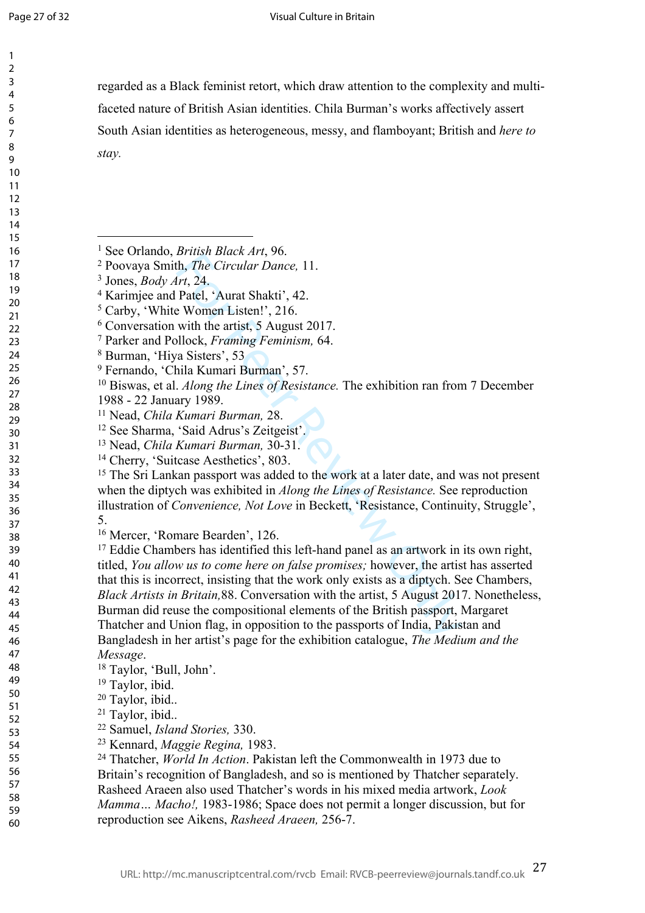regarded as a Black feminist retort, which draw attention to the complexity and multi-faceted nature of British Asian identities. Chila Burman's works affectively assert South Asian identities as heterogeneous, messy, and flamboyant; British and *here to stay.*

---

[1] See Orlando, *British Black Art*, 96.
[2] Poovaya Smith, *The Circular Dance,* 11.
[3] Jones, *Body Art*, 24.
[4] Karimjee and Patel, 'Aurat Shakti', 42.
[5] Carby, 'White Women Listen!', 216.
[6] Conversation with the artist, 5 August 2017.
[7] Parker and Pollock, *Framing Feminism,* 64.
[8] Burman, 'Hiya Sisters', 53
[9] Fernando, 'Chila Kumari Burman', 57.
[10] Biswas, et al. *Along the Lines of Resistance.* The exhibition ran from 7 December 1988 - 22 January 1989.
[11] Nead, *Chila Kumari Burman,* 28.
[12] See Sharma, 'Said Adrus's Zeitgeist'.
[13] Nead, *Chila Kumari Burman,* 30-31.
[14] Cherry, 'Suitcase Aesthetics', 803.
[15] The Sri Lankan passport was added to the work at a later date, and was not present when the diptych was exhibited in *Along the Lines of Resistance.* See reproduction illustration of *Convenience, Not Love* in Beckett, 'Resistance, Continuity, Struggle', 5.
[16] Mercer, 'Romare Bearden', 126.
[17] Eddie Chambers has identified this left-hand panel as an artwork in its own right, titled, *You allow us to come here on false promises;* however, the artist has asserted that this is incorrect, insisting that the work only exists as a diptych. See Chambers, *Black Artists in Britain,*88. Conversation with the artist, 5 August 2017. Nonetheless, Burman did reuse the compositional elements of the British passport, Margaret Thatcher and Union flag, in opposition to the passports of India, Pakistan and Bangladesh in her artist's page for the exhibition catalogue, *The Medium and the Message*.
[18] Taylor, 'Bull, John'.
[19] Taylor, ibid.
[20] Taylor, ibid..
[21] Taylor, ibid..
[22] Samuel, *Island Stories,* 330.
[23] Kennard, *Maggie Regina,* 1983.
[24] Thatcher, *World In Action*. Pakistan left the Commonwealth in 1973 due to Britain's recognition of Bangladesh, and so is mentioned by Thatcher separately. Rasheed Araeen also used Thatcher's words in his mixed media artwork, *Look Mamma… Macho!,* 1983-1986; Space does not permit a longer discussion, but for reproduction see Aikens, *Rasheed Araeen,* 256-7.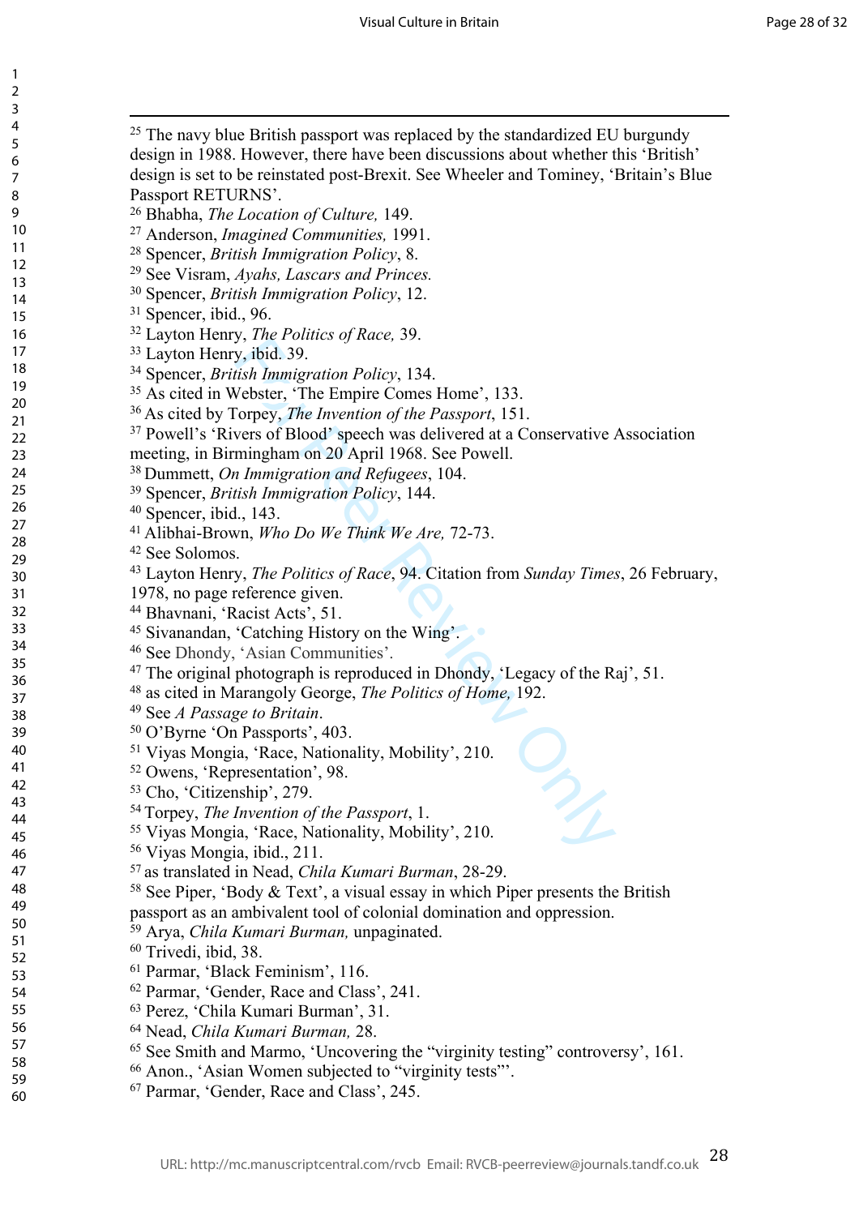[25] The navy blue British passport was replaced by the standardized EU burgundy design in 1988. However, there have been discussions about whether this 'British' design is set to be reinstated post-Brexit. See Wheeler and Tominey, 'Britain's Blue Passport RETURNS'.

[26] Bhabha, *The Location of Culture,* 149.

[27] Anderson, *Imagined Communities,* 1991.

[28] Spencer, *British Immigration Policy*, 8.

[29] See Visram, *Ayahs, Lascars and Princes.*

[30] Spencer, *British Immigration Policy*, 12.

[31] Spencer, ibid., 96.

[32] Layton Henry, *The Politics of Race,* 39.

[33] Layton Henry, ibid. 39.

[34] Spencer, *British Immigration Policy*, 134.

[35] As cited in Webster, 'The Empire Comes Home', 133.

[36] As cited by Torpey, *The Invention of the Passport*, 151.

[37] Powell's 'Rivers of Blood' speech was delivered at a Conservative Association meeting, in Birmingham on 20 April 1968. See Powell.

[38] Dummett, *On Immigration and Refugees*, 104.

[39] Spencer, *British Immigration Policy*, 144.

[40] Spencer, ibid., 143.

[41] Alibhai-Brown, *Who Do We Think We Are,* 72-73.

[42] See Solomos.

[43] Layton Henry, *The Politics of Race*, 94. Citation from *Sunday Times*, 26 February, 1978, no page reference given.

[44] Bhavnani, 'Racist Acts', 51.

[45] Sivanandan, 'Catching History on the Wing'.

[46] See Dhondy, 'Asian Communities'.

[47] The original photograph is reproduced in Dhondy, 'Legacy of the Raj', 51.

[48] as cited in Marangoly George, *The Politics of Home,* 192.

[49] See *A Passage to Britain*.

[50] O'Byrne 'On Passports', 403.

[51] Viyas Mongia, 'Race, Nationality, Mobility', 210.

[52] Owens, 'Representation', 98.

[53] Cho, 'Citizenship', 279.

[54] Torpey, *The Invention of the Passport*, 1.

[55] Viyas Mongia, 'Race, Nationality, Mobility', 210.

[56] Viyas Mongia, ibid., 211.

[57] as translated in Nead, *Chila Kumari Burman*, 28-29.

[58] See Piper, 'Body & Text', a visual essay in which Piper presents the British passport as an ambivalent tool of colonial domination and oppression.

[59] Arya, *Chila Kumari Burman,* unpaginated.

[60] Trivedi, ibid, 38.

[61] Parmar, 'Black Feminism', 116.

[62] Parmar, 'Gender, Race and Class', 241.

[63] Perez, 'Chila Kumari Burman', 31.

[64] Nead, *Chila Kumari Burman,* 28.

[65] See Smith and Marmo, 'Uncovering the "virginity testing" controversy', 161.

[66] Anon., 'Asian Women subjected to "virginity tests"'.

[67] Parmar, 'Gender, Race and Class', 245.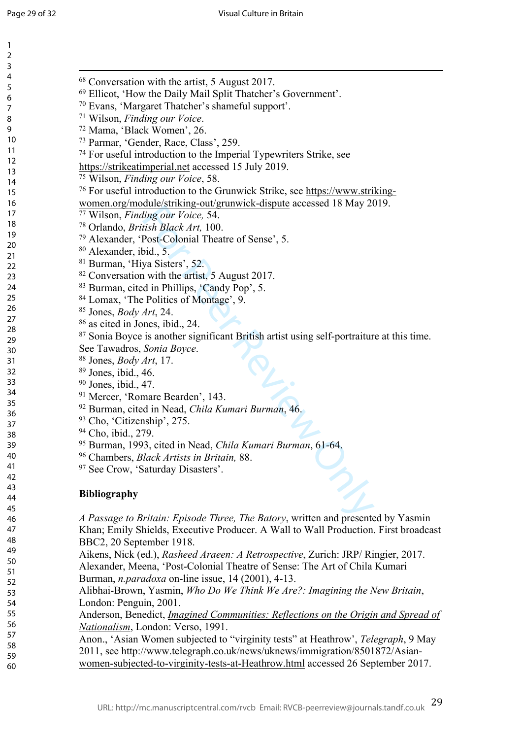[68] Conversation with the artist, 5 August 2017.

[69] Ellicot, 'How the Daily Mail Split Thatcher's Government'.

[70] Evans, 'Margaret Thatcher's shameful support'.

[71] Wilson, *Finding our Voice*.

[72] Mama, 'Black Women', 26.

[73] Parmar, 'Gender, Race, Class', 259.

[74] For useful introduction to the Imperial Typewriters Strike, see https://strikeatimperial.net accessed 15 July 2019.

[75] Wilson, *Finding our Voice*, 58.

[76] For useful introduction to the Grunwick Strike, see https://www.striking-women.org/module/striking-out/grunwick-dispute accessed 18 May 2019.

[77] Wilson, *Finding our Voice,* 54.

[78] Orlando, *British Black Art,* 100.

[79] Alexander, 'Post-Colonial Theatre of Sense', 5.

[80] Alexander, ibid., 5.

[81] Burman, 'Hiya Sisters', 52.

[82] Conversation with the artist, 5 August 2017.

[83] Burman, cited in Phillips, 'Candy Pop', 5.

[84] Lomax, 'The Politics of Montage', 9.

[85] Jones, *Body Art*, 24.

[86] as cited in Jones, ibid., 24.

[87] Sonia Boyce is another significant British artist using self-portraiture at this time. See Tawadros, *Sonia Boyce*.

[88] Jones, *Body Art*, 17.

[89] Jones, ibid., 46.

[90] Jones, ibid., 47.

[91] Mercer, 'Romare Bearden', 143.

[92] Burman, cited in Nead, *Chila Kumari Burman*, 46.

[93] Cho, 'Citizenship', 275.

[94] Cho, ibid., 279.

[95] Burman, 1993, cited in Nead, *Chila Kumari Burman*, 61-64.

[96] Chambers, *Black Artists in Britain,* 88.

[97] See Crow, 'Saturday Disasters'.

## Bibliography

*A Passage to Britain: Episode Three, The Batory*, written and presented by Yasmin Khan; Emily Shields, Executive Producer. A Wall to Wall Production. First broadcast BBC2, 20 September 1918.

Aikens, Nick (ed.), *Rasheed Araeen: A Retrospective*, Zurich: JRP/ Ringier, 2017.

Alexander, Meena, 'Post-Colonial Theatre of Sense: The Art of Chila Kumari Burman, *n.paradoxa* on-line issue, 14 (2001), 4-13.

Alibhai-Brown, Yasmin, *Who Do We Think We Are?: Imagining the New Britain*, London: Penguin, 2001.

Anderson, Benedict, *Imagined Communities: Reflections on the Origin and Spread of Nationalism*, London: Verso, 1991.

Anon., 'Asian Women subjected to "virginity tests" at Heathrow', *Telegraph*, 9 May 2011, see http://www.telegraph.co.uk/news/uknews/immigration/8501872/Asian-women-subjected-to-virginity-tests-at-Heathrow.html accessed 26 September 2017.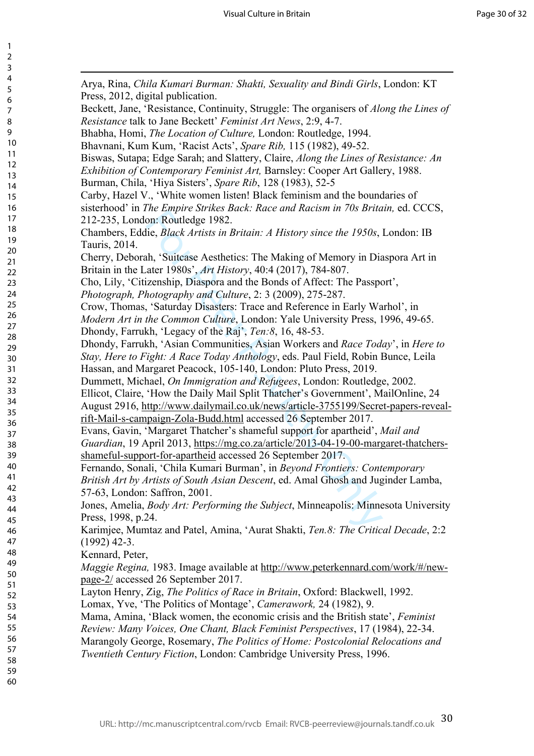Arya, Rina, *Chila Kumari Burman: Shakti, Sexuality and Bindi Girls*, London: KT Press, 2012, digital publication.

Beckett, Jane, 'Resistance, Continuity, Struggle: The organisers of *Along the Lines of Resistance* talk to Jane Beckett' *Feminist Art News*, 2:9, 4-7.

Bhabha, Homi, *The Location of Culture,* London: Routledge, 1994.

Bhavnani, Kum Kum, 'Racist Acts', *Spare Rib,* 115 (1982), 49-52.

Biswas, Sutapa; Edge Sarah; and Slattery, Claire, *Along the Lines of Resistance: An Exhibition of Contemporary Feminist Art,* Barnsley: Cooper Art Gallery, 1988.

Burman, Chila, 'Hiya Sisters', *Spare Rib*, 128 (1983), 52-5

Carby, Hazel V., 'White women listen! Black feminism and the boundaries of sisterhood' in *The Empire Strikes Back: Race and Racism in 70s Britain,* ed. CCCS, 212-235, London: Routledge 1982.

Chambers, Eddie, *Black Artists in Britain: A History since the 1950s*, London: IB Tauris, 2014.

Cherry, Deborah, 'Suitcase Aesthetics: The Making of Memory in Diaspora Art in Britain in the Later 1980s', *Art History*, 40:4 (2017), 784-807.

Cho, Lily, 'Citizenship, Diaspora and the Bonds of Affect: The Passport', *Photograph, Photography and Culture*, 2: 3 (2009), 275-287.

Crow, Thomas, 'Saturday Disasters: Trace and Reference in Early Warhol', in *Modern Art in the Common Culture*, London: Yale University Press, 1996, 49-65.

Dhondy, Farrukh, 'Legacy of the Raj', *Ten:8*, 16, 48-53.

Dhondy, Farrukh, 'Asian Communities, Asian Workers and *Race Today*', in *Here to Stay, Here to Fight: A Race Today Anthology*, eds. Paul Field, Robin Bunce, Leila Hassan, and Margaret Peacock, 105-140, London: Pluto Press, 2019.

Dummett, Michael, *On Immigration and Refugees*, London: Routledge, 2002.

Ellicot, Claire, 'How the Daily Mail Split Thatcher's Government', MailOnline, 24 August 2916, http://www.dailymail.co.uk/news/article-3755199/Secret-papers-reveal-rift-Mail-s-campaign-Zola-Budd.html accessed 26 September 2017.

Evans, Gavin, 'Margaret Thatcher's shameful support for apartheid', *Mail and Guardian*, 19 April 2013, https://mg.co.za/article/2013-04-19-00-margaret-thatchers-shameful-support-for-apartheid accessed 26 September 2017.

Fernando, Sonali, 'Chila Kumari Burman', in *Beyond Frontiers: Contemporary British Art by Artists of South Asian Descent*, ed. Amal Ghosh and Juginder Lamba, 57-63, London: Saffron, 2001.

Jones, Amelia, *Body Art: Performing the Subject*, Minneapolis: Minnesota University Press, 1998, p.24.

Karimjee, Mumtaz and Patel, Amina, 'Aurat Shakti, *Ten.8: The Critical Decade*, 2:2 (1992) 42-3.

Kennard, Peter,
*Maggie Regina,* 1983. Image available at http://www.peterkennard.com/work/#/new-page-2/ accessed 26 September 2017.

Layton Henry, Zig, *The Politics of Race in Britain*, Oxford: Blackwell, 1992.

Lomax, Yve, 'The Politics of Montage', *Camerawork,* 24 (1982), 9.

Mama, Amina, 'Black women, the economic crisis and the British state', *Feminist Review: Many Voices, One Chant, Black Feminist Perspectives*, 17 (1984), 22-34.

Marangoly George, Rosemary, *The Politics of Home: Postcolonial Relocations and Twentieth Century Fiction*, London: Cambridge University Press, 1996.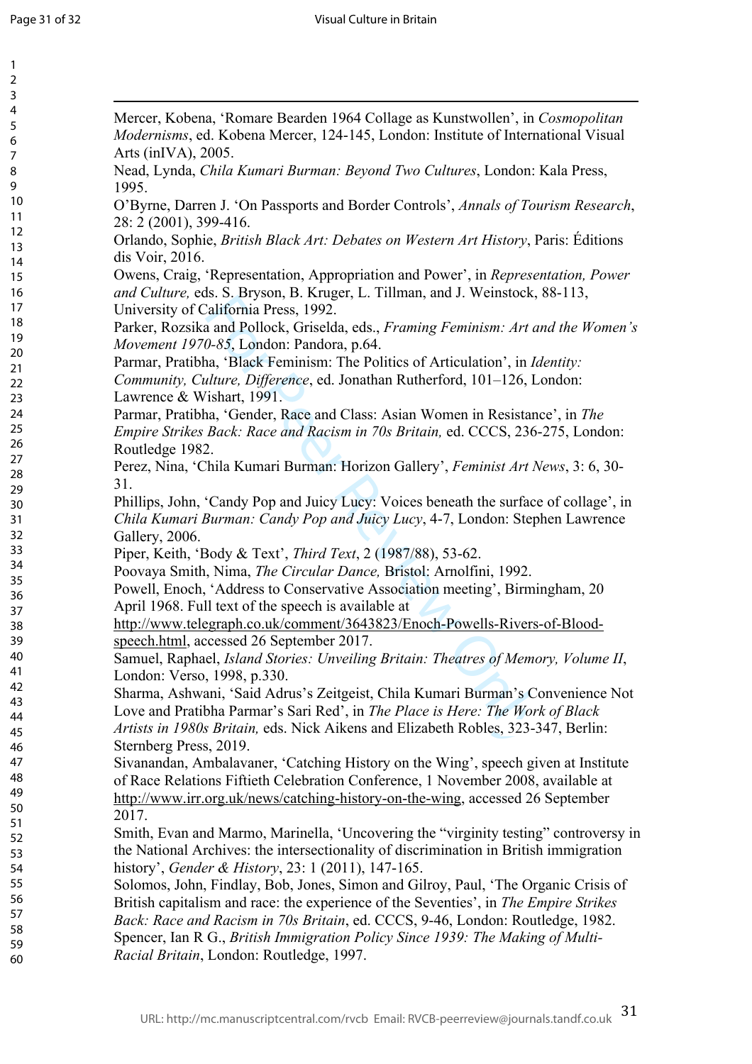Mercer, Kobena, 'Romare Bearden 1964 Collage as Kunstwollen', in *Cosmopolitan Modernisms*, ed. Kobena Mercer, 124-145, London: Institute of International Visual Arts (inIVA), 2005.

Nead, Lynda, *Chila Kumari Burman: Beyond Two Cultures*, London: Kala Press, 1995.

O'Byrne, Darren J. 'On Passports and Border Controls', *Annals of Tourism Research*, 28: 2 (2001), 399-416.

Orlando, Sophie, *British Black Art: Debates on Western Art History*, Paris: Éditions dis Voir, 2016.

Owens, Craig, 'Representation, Appropriation and Power', in *Representation, Power and Culture,* eds. S. Bryson, B. Kruger, L. Tillman, and J. Weinstock, 88-113, University of California Press, 1992.

Parker, Rozsika and Pollock, Griselda, eds., *Framing Feminism: Art and the Women's Movement 1970-85*, London: Pandora, p.64.

Parmar, Pratibha, 'Black Feminism: The Politics of Articulation', in *Identity: Community, Culture, Difference*, ed. Jonathan Rutherford, 101–126, London: Lawrence & Wishart, 1991.

Parmar, Pratibha, 'Gender, Race and Class: Asian Women in Resistance', in *The Empire Strikes Back: Race and Racism in 70s Britain,* ed. CCCS, 236-275, London: Routledge 1982.

Perez, Nina, 'Chila Kumari Burman: Horizon Gallery', *Feminist Art News*, 3: 6, 30-31.

Phillips, John, 'Candy Pop and Juicy Lucy: Voices beneath the surface of collage', in *Chila Kumari Burman: Candy Pop and Juicy Lucy*, 4-7, London: Stephen Lawrence Gallery, 2006.

Piper, Keith, 'Body & Text', *Third Text*, 2 (1987/88), 53-62.

Poovaya Smith, Nima, *The Circular Dance,* Bristol: Arnolfini, 1992.

Powell, Enoch, 'Address to Conservative Association meeting', Birmingham, 20 April 1968. Full text of the speech is available at http://www.telegraph.co.uk/comment/3643823/Enoch-Powells-Rivers-of-Blood-speech.html, accessed 26 September 2017.

Samuel, Raphael, *Island Stories: Unveiling Britain: Theatres of Memory, Volume II*, London: Verso, 1998, p.330.

Sharma, Ashwani, 'Said Adrus's Zeitgeist, Chila Kumari Burman's Convenience Not Love and Pratibha Parmar's Sari Red', in *The Place is Here: The Work of Black Artists in 1980s Britain,* eds. Nick Aikens and Elizabeth Robles, 323-347, Berlin: Sternberg Press, 2019.

Sivanandan, Ambalavaner, 'Catching History on the Wing', speech given at Institute of Race Relations Fiftieth Celebration Conference, 1 November 2008, available at http://www.irr.org.uk/news/catching-history-on-the-wing, accessed 26 September 2017.

Smith, Evan and Marmo, Marinella, 'Uncovering the "virginity testing" controversy in the National Archives: the intersectionality of discrimination in British immigration history', *Gender & History*, 23: 1 (2011), 147-165.

Solomos, John, Findlay, Bob, Jones, Simon and Gilroy, Paul, 'The Organic Crisis of British capitalism and race: the experience of the Seventies', in *The Empire Strikes Back: Race and Racism in 70s Britain*, ed. CCCS, 9-46, London: Routledge, 1982.

Spencer, Ian R G., *British Immigration Policy Since 1939: The Making of Multi-Racial Britain*, London: Routledge, 1997.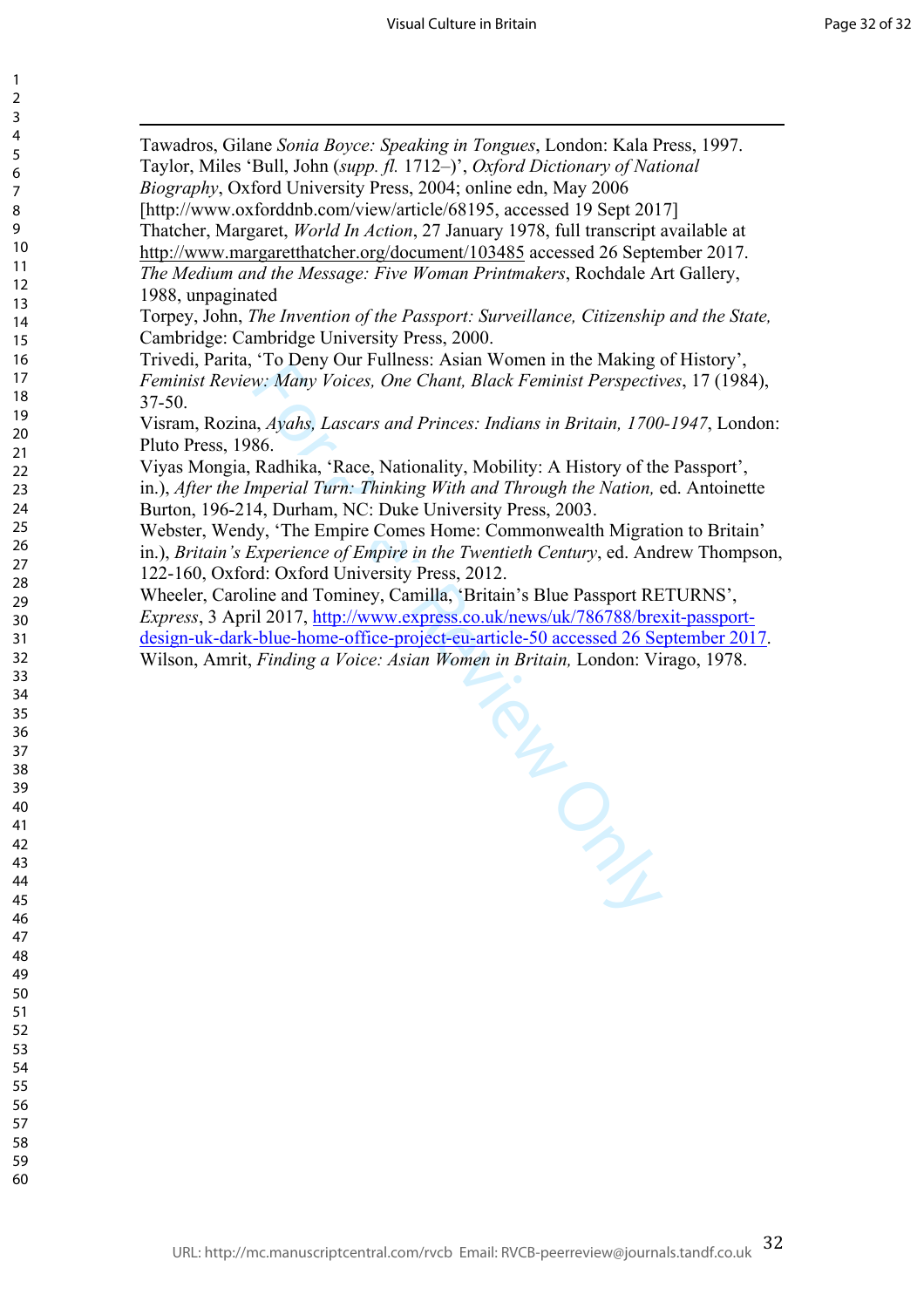Tawadros, Gilane *Sonia Boyce: Speaking in Tongues*, London: Kala Press, 1997.

Taylor, Miles 'Bull, John (*supp. fl.* 1712–)', *Oxford Dictionary of National Biography*, Oxford University Press, 2004; online edn, May 2006 [http://www.oxforddnb.com/view/article/68195, accessed 19 Sept 2017]

Thatcher, Margaret, *World In Action*, 27 January 1978, full transcript available at http://www.margaretthatcher.org/document/103485 accessed 26 September 2017.

*The Medium and the Message: Five Woman Printmakers*, Rochdale Art Gallery, 1988, unpaginated

Torpey, John, *The Invention of the Passport: Surveillance, Citizenship and the State,* Cambridge: Cambridge University Press, 2000.

Trivedi, Parita, 'To Deny Our Fullness: Asian Women in the Making of History', *Feminist Review: Many Voices, One Chant, Black Feminist Perspectives*, 17 (1984), 37-50.

Visram, Rozina, *Ayahs, Lascars and Princes: Indians in Britain, 1700-1947*, London: Pluto Press, 1986.

Viyas Mongia, Radhika, 'Race, Nationality, Mobility: A History of the Passport', in.), *After the Imperial Turn: Thinking With and Through the Nation,* ed. Antoinette Burton, 196-214, Durham, NC: Duke University Press, 2003.

Webster, Wendy, 'The Empire Comes Home: Commonwealth Migration to Britain' in.), *Britain's Experience of Empire in the Twentieth Century*, ed. Andrew Thompson, 122-160, Oxford: Oxford University Press, 2012.

Wheeler, Caroline and Tominey, Camilla, 'Britain's Blue Passport RETURNS', *Express*, 3 April 2017, http://www.express.co.uk/news/uk/786788/brexit-passport-design-uk-dark-blue-home-office-project-eu-article-50 accessed 26 September 2017.

Wilson, Amrit, *Finding a Voice: Asian Women in Britain,* London: Virago, 1978.